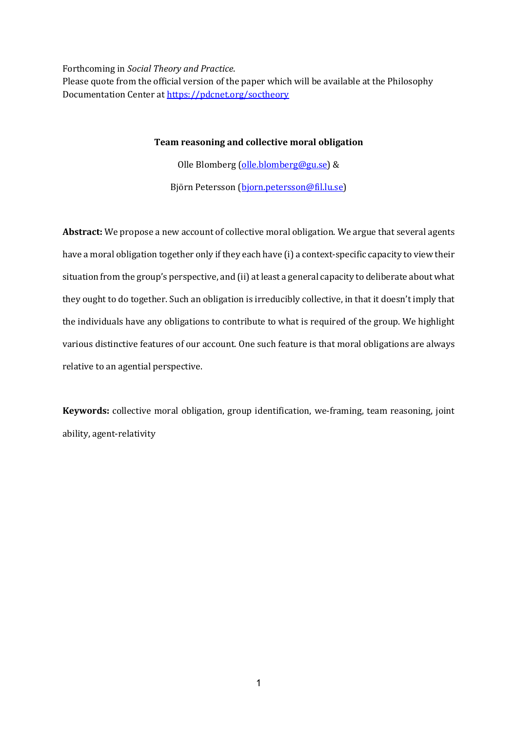Forthcoming in *Social Theory and Practice*.
Please quote from the official version of the paper which will be available at the Philosophy Documentation Center at https://pdcnet.org/soctheory

# Team reasoning and collective moral obligation

Olle Blomberg (olle.blomberg@gu.se) &

Björn Petersson (bjorn.petersson@fil.lu.se)

**Abstract:** We propose a new account of collective moral obligation. We argue that several agents have a moral obligation together only if they each have (i) a context-specific capacity to view their situation from the group's perspective, and (ii) at least a general capacity to deliberate about what they ought to do together. Such an obligation is irreducibly collective, in that it doesn't imply that the individuals have any obligations to contribute to what is required of the group. We highlight various distinctive features of our account. One such feature is that moral obligations are always relative to an agential perspective.

**Keywords:** collective moral obligation, group identification, we-framing, team reasoning, joint ability, agent-relativity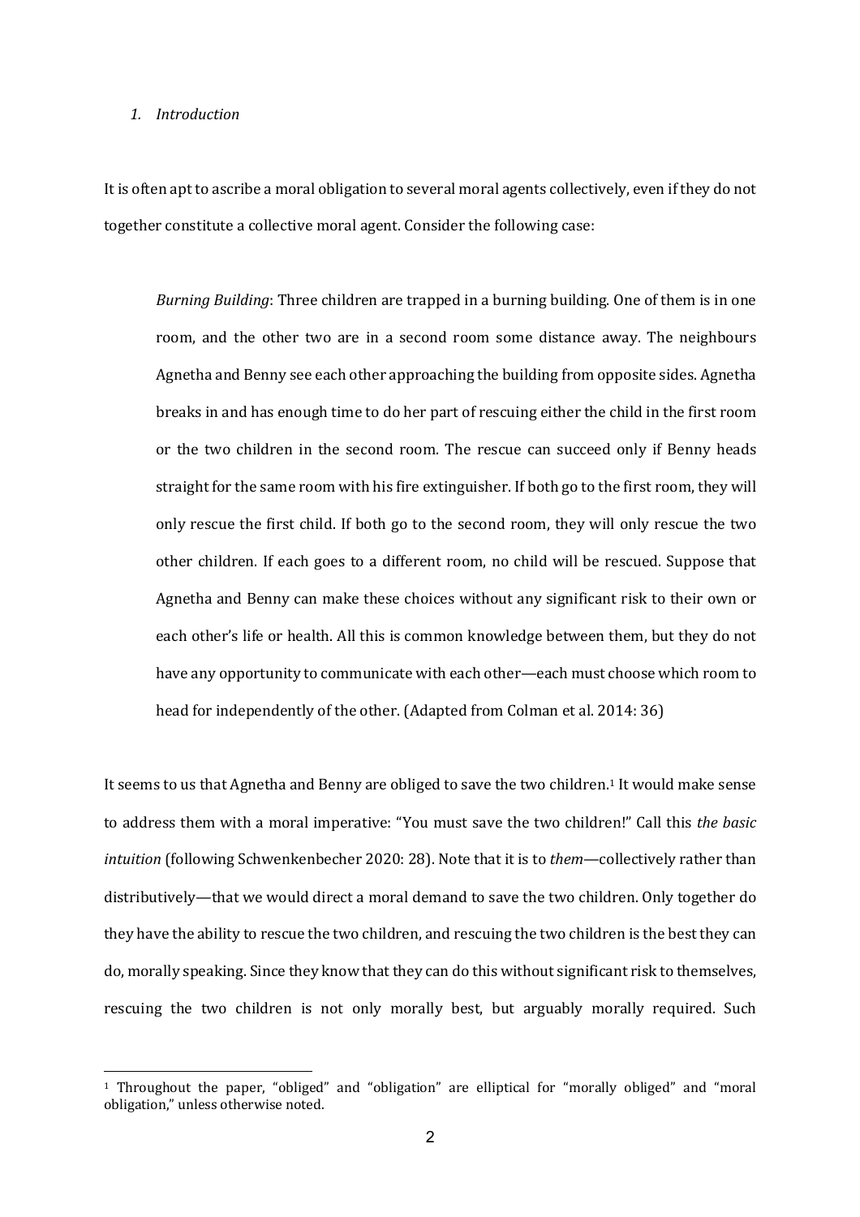## *1. Introduction*

It is often apt to ascribe a moral obligation to several moral agents collectively, even if they do not together constitute a collective moral agent. Consider the following case:

> *Burning Building*: Three children are trapped in a burning building. One of them is in one room, and the other two are in a second room some distance away. The neighbours Agnetha and Benny see each other approaching the building from opposite sides. Agnetha breaks in and has enough time to do her part of rescuing either the child in the first room or the two children in the second room. The rescue can succeed only if Benny heads straight for the same room with his fire extinguisher. If both go to the first room, they will only rescue the first child. If both go to the second room, they will only rescue the two other children. If each goes to a different room, no child will be rescued. Suppose that Agnetha and Benny can make these choices without any significant risk to their own or each other's life or health. All this is common knowledge between them, but they do not have any opportunity to communicate with each other—each must choose which room to head for independently of the other. (Adapted from Colman et al. 2014: 36)

It seems to us that Agnetha and Benny are obliged to save the two children.[1] It would make sense to address them with a moral imperative: "You must save the two children!" Call this *the basic intuition* (following Schwenkenbecher 2020: 28). Note that it is to *them*—collectively rather than distributively—that we would direct a moral demand to save the two children. Only together do they have the ability to rescue the two children, and rescuing the two children is the best they can do, morally speaking. Since they know that they can do this without significant risk to themselves, rescuing the two children is not only morally best, but arguably morally required. Such

[1] Throughout the paper, "obliged" and "obligation" are elliptical for "morally obliged" and "moral obligation," unless otherwise noted.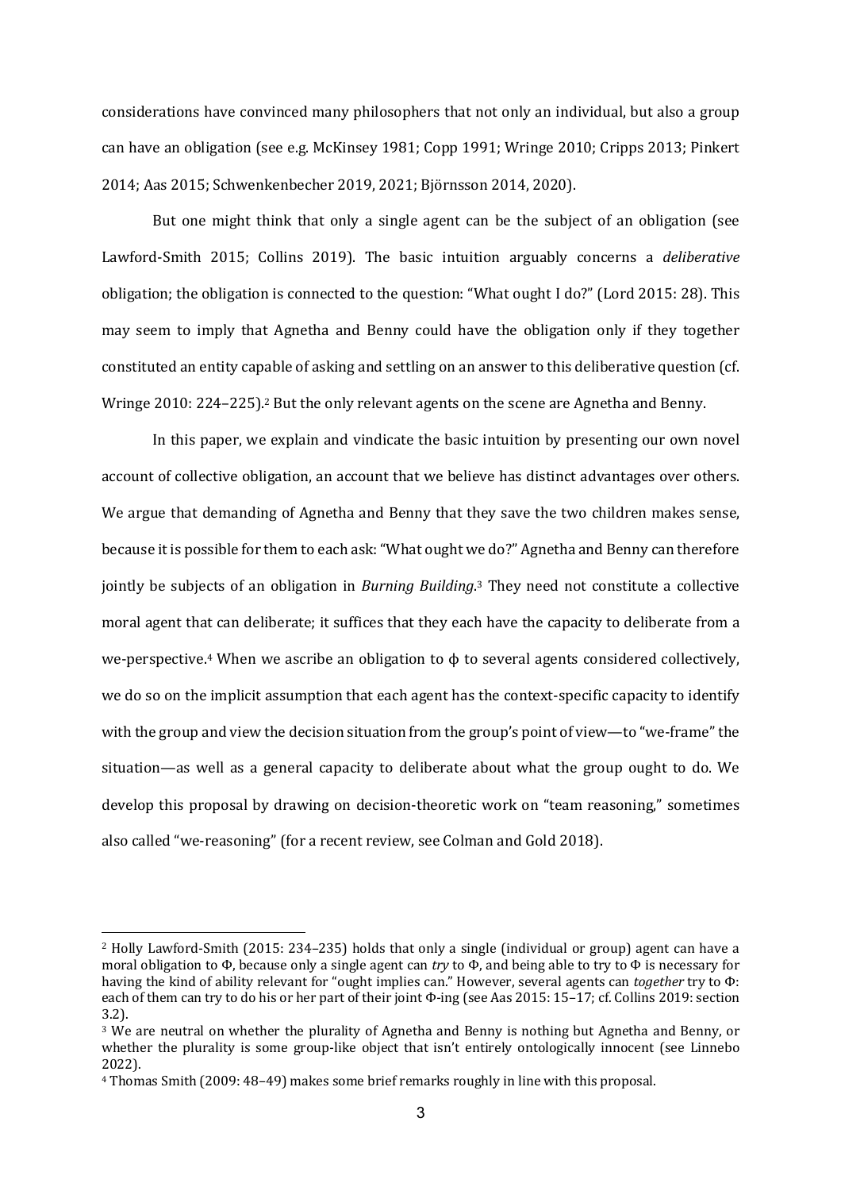considerations have convinced many philosophers that not only an individual, but also a group can have an obligation (see e.g. McKinsey 1981; Copp 1991; Wringe 2010; Cripps 2013; Pinkert 2014; Aas 2015; Schwenkenbecher 2019, 2021; Björnsson 2014, 2020).

But one might think that only a single agent can be the subject of an obligation (see Lawford-Smith 2015; Collins 2019). The basic intuition arguably concerns a *deliberative* obligation; the obligation is connected to the question: "What ought I do?" (Lord 2015: 28). This may seem to imply that Agnetha and Benny could have the obligation only if they together constituted an entity capable of asking and settling on an answer to this deliberative question (cf. Wringe 2010: 224–225).[2] But the only relevant agents on the scene are Agnetha and Benny.

In this paper, we explain and vindicate the basic intuition by presenting our own novel account of collective obligation, an account that we believe has distinct advantages over others. We argue that demanding of Agnetha and Benny that they save the two children makes sense, because it is possible for them to each ask: "What ought we do?" Agnetha and Benny can therefore jointly be subjects of an obligation in *Burning Building*.[3] They need not constitute a collective moral agent that can deliberate; it suffices that they each have the capacity to deliberate from a we-perspective.[4] When we ascribe an obligation to ϕ to several agents considered collectively, we do so on the implicit assumption that each agent has the context-specific capacity to identify with the group and view the decision situation from the group's point of view—to "we-frame" the situation—as well as a general capacity to deliberate about what the group ought to do. We develop this proposal by drawing on decision-theoretic work on "team reasoning," sometimes also called "we-reasoning" (for a recent review, see Colman and Gold 2018).

---

[2] Holly Lawford-Smith (2015: 234–235) holds that only a single (individual or group) agent can have a moral obligation to Φ, because only a single agent can *try* to Φ, and being able to try to Φ is necessary for having the kind of ability relevant for "ought implies can." However, several agents can *together* try to Φ: each of them can try to do his or her part of their joint Φ-ing (see Aas 2015: 15–17; cf. Collins 2019: section 3.2).

[3] We are neutral on whether the plurality of Agnetha and Benny is nothing but Agnetha and Benny, or whether the plurality is some group-like object that isn't entirely ontologically innocent (see Linnebo 2022).

[4] Thomas Smith (2009: 48–49) makes some brief remarks roughly in line with this proposal.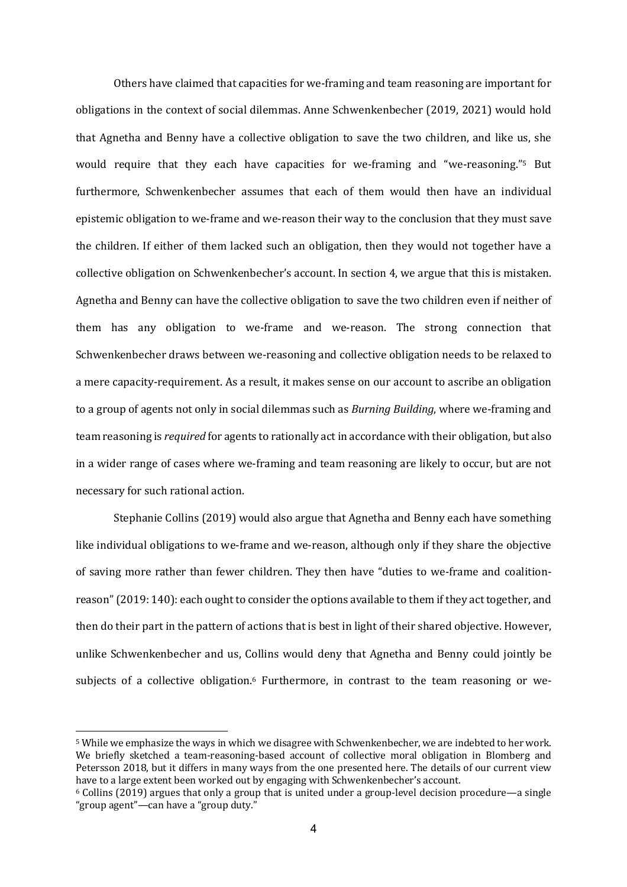Others have claimed that capacities for we-framing and team reasoning are important for obligations in the context of social dilemmas. Anne Schwenkenbecher (2019, 2021) would hold that Agnetha and Benny have a collective obligation to save the two children, and like us, she would require that they each have capacities for we-framing and "we-reasoning."[5] But furthermore, Schwenkenbecher assumes that each of them would then have an individual epistemic obligation to we-frame and we-reason their way to the conclusion that they must save the children. If either of them lacked such an obligation, then they would not together have a collective obligation on Schwenkenbecher's account. In section 4, we argue that this is mistaken. Agnetha and Benny can have the collective obligation to save the two children even if neither of them has any obligation to we-frame and we-reason. The strong connection that Schwenkenbecher draws between we-reasoning and collective obligation needs to be relaxed to a mere capacity-requirement. As a result, it makes sense on our account to ascribe an obligation to a group of agents not only in social dilemmas such as *Burning Building*, where we-framing and team reasoning is *required* for agents to rationally act in accordance with their obligation, but also in a wider range of cases where we-framing and team reasoning are likely to occur, but are not necessary for such rational action.

Stephanie Collins (2019) would also argue that Agnetha and Benny each have something like individual obligations to we-frame and we-reason, although only if they share the objective of saving more rather than fewer children. They then have "duties to we-frame and coalition-reason" (2019: 140): each ought to consider the options available to them if they act together, and then do their part in the pattern of actions that is best in light of their shared objective. However, unlike Schwenkenbecher and us, Collins would deny that Agnetha and Benny could jointly be subjects of a collective obligation.[6] Furthermore, in contrast to the team reasoning or we-

[5] While we emphasize the ways in which we disagree with Schwenkenbecher, we are indebted to her work. We briefly sketched a team-reasoning-based account of collective moral obligation in Blomberg and Petersson 2018, but it differs in many ways from the one presented here. The details of our current view have to a large extent been worked out by engaging with Schwenkenbecher's account.

[6] Collins (2019) argues that only a group that is united under a group-level decision procedure—a single "group agent"—can have a "group duty."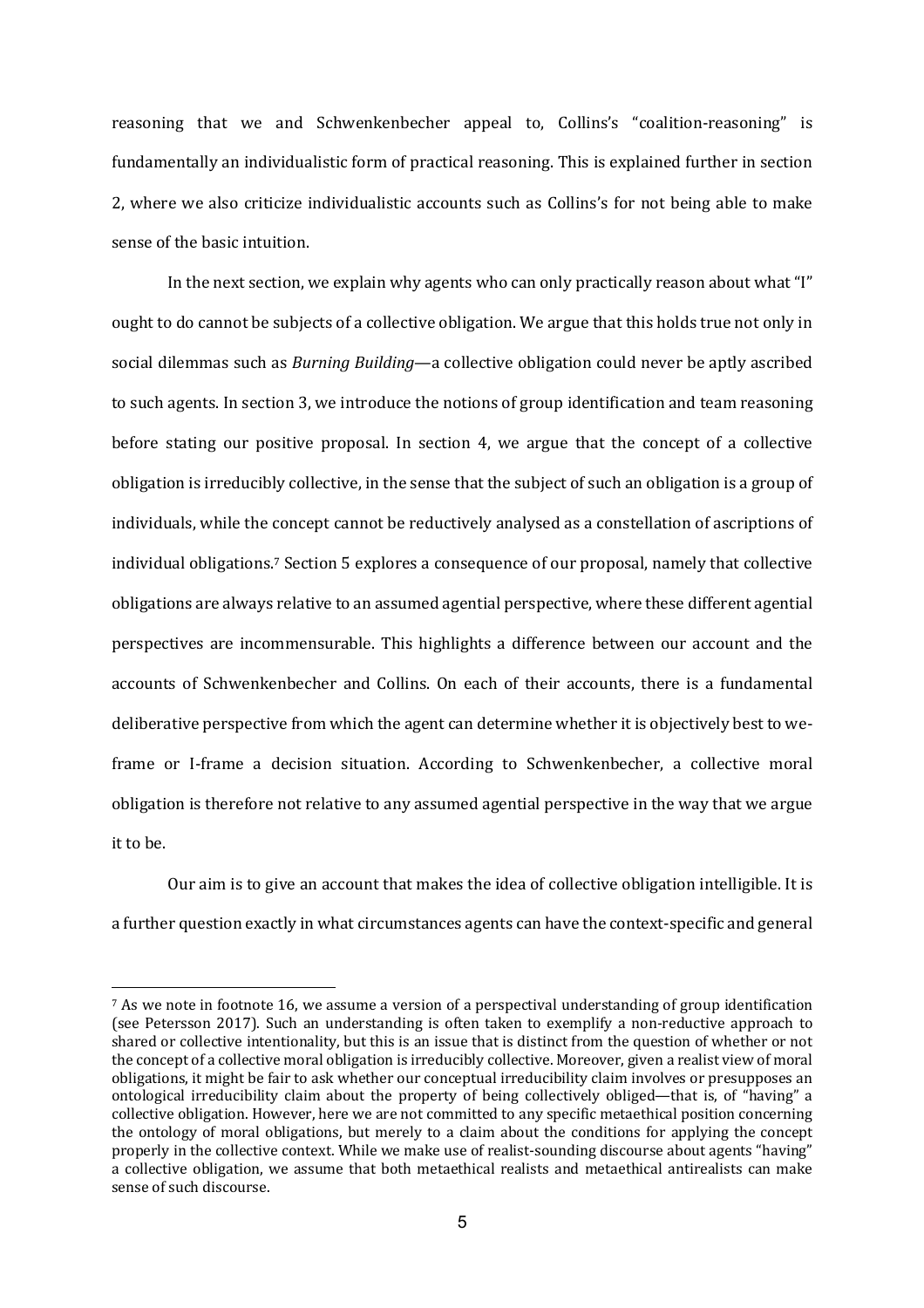reasoning that we and Schwenkenbecher appeal to, Collins's "coalition-reasoning" is fundamentally an individualistic form of practical reasoning. This is explained further in section 2, where we also criticize individualistic accounts such as Collins's for not being able to make sense of the basic intuition.

In the next section, we explain why agents who can only practically reason about what "I" ought to do cannot be subjects of a collective obligation. We argue that this holds true not only in social dilemmas such as *Burning Building*—a collective obligation could never be aptly ascribed to such agents. In section 3, we introduce the notions of group identification and team reasoning before stating our positive proposal. In section 4, we argue that the concept of a collective obligation is irreducibly collective, in the sense that the subject of such an obligation is a group of individuals, while the concept cannot be reductively analysed as a constellation of ascriptions of individual obligations.[7] Section 5 explores a consequence of our proposal, namely that collective obligations are always relative to an assumed agential perspective, where these different agential perspectives are incommensurable. This highlights a difference between our account and the accounts of Schwenkenbecher and Collins. On each of their accounts, there is a fundamental deliberative perspective from which the agent can determine whether it is objectively best to we-frame or I-frame a decision situation. According to Schwenkenbecher, a collective moral obligation is therefore not relative to any assumed agential perspective in the way that we argue it to be.

Our aim is to give an account that makes the idea of collective obligation intelligible. It is a further question exactly in what circumstances agents can have the context-specific and general

[7] As we note in footnote 16, we assume a version of a perspectival understanding of group identification (see Petersson 2017). Such an understanding is often taken to exemplify a non-reductive approach to shared or collective intentionality, but this is an issue that is distinct from the question of whether or not the concept of a collective moral obligation is irreducibly collective. Moreover, given a realist view of moral obligations, it might be fair to ask whether our conceptual irreducibility claim involves or presupposes an ontological irreducibility claim about the property of being collectively obliged—that is, of "having" a collective obligation. However, here we are not committed to any specific metaethical position concerning the ontology of moral obligations, but merely to a claim about the conditions for applying the concept properly in the collective context. While we make use of realist-sounding discourse about agents "having" a collective obligation, we assume that both metaethical realists and metaethical antirealists can make sense of such discourse.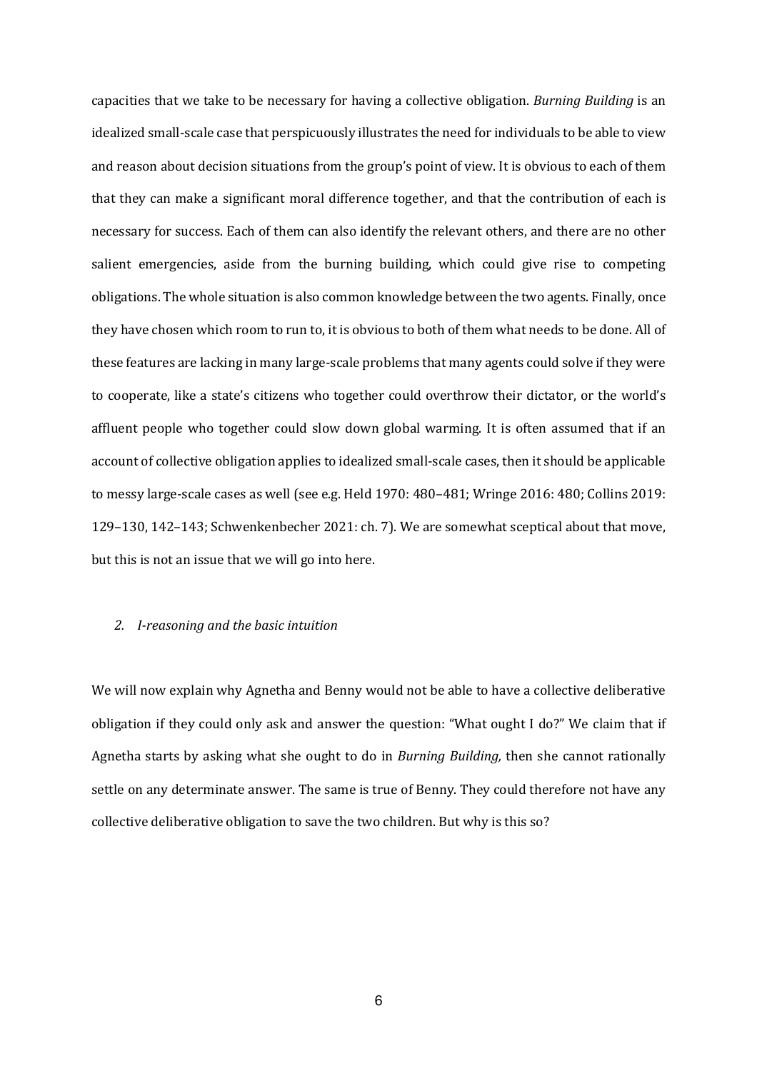capacities that we take to be necessary for having a collective obligation. *Burning Building* is an idealized small-scale case that perspicuously illustrates the need for individuals to be able to view and reason about decision situations from the group's point of view. It is obvious to each of them that they can make a significant moral difference together, and that the contribution of each is necessary for success. Each of them can also identify the relevant others, and there are no other salient emergencies, aside from the burning building, which could give rise to competing obligations. The whole situation is also common knowledge between the two agents. Finally, once they have chosen which room to run to, it is obvious to both of them what needs to be done. All of these features are lacking in many large-scale problems that many agents could solve if they were to cooperate, like a state's citizens who together could overthrow their dictator, or the world's affluent people who together could slow down global warming. It is often assumed that if an account of collective obligation applies to idealized small-scale cases, then it should be applicable to messy large-scale cases as well (see e.g. Held 1970: 480–481; Wringe 2016: 480; Collins 2019: 129–130, 142–143; Schwenkenbecher 2021: ch. 7). We are somewhat sceptical about that move, but this is not an issue that we will go into here.

## *2. I-reasoning and the basic intuition*

We will now explain why Agnetha and Benny would not be able to have a collective deliberative obligation if they could only ask and answer the question: "What ought I do?" We claim that if Agnetha starts by asking what she ought to do in *Burning Building,* then she cannot rationally settle on any determinate answer. The same is true of Benny. They could therefore not have any collective deliberative obligation to save the two children. But why is this so?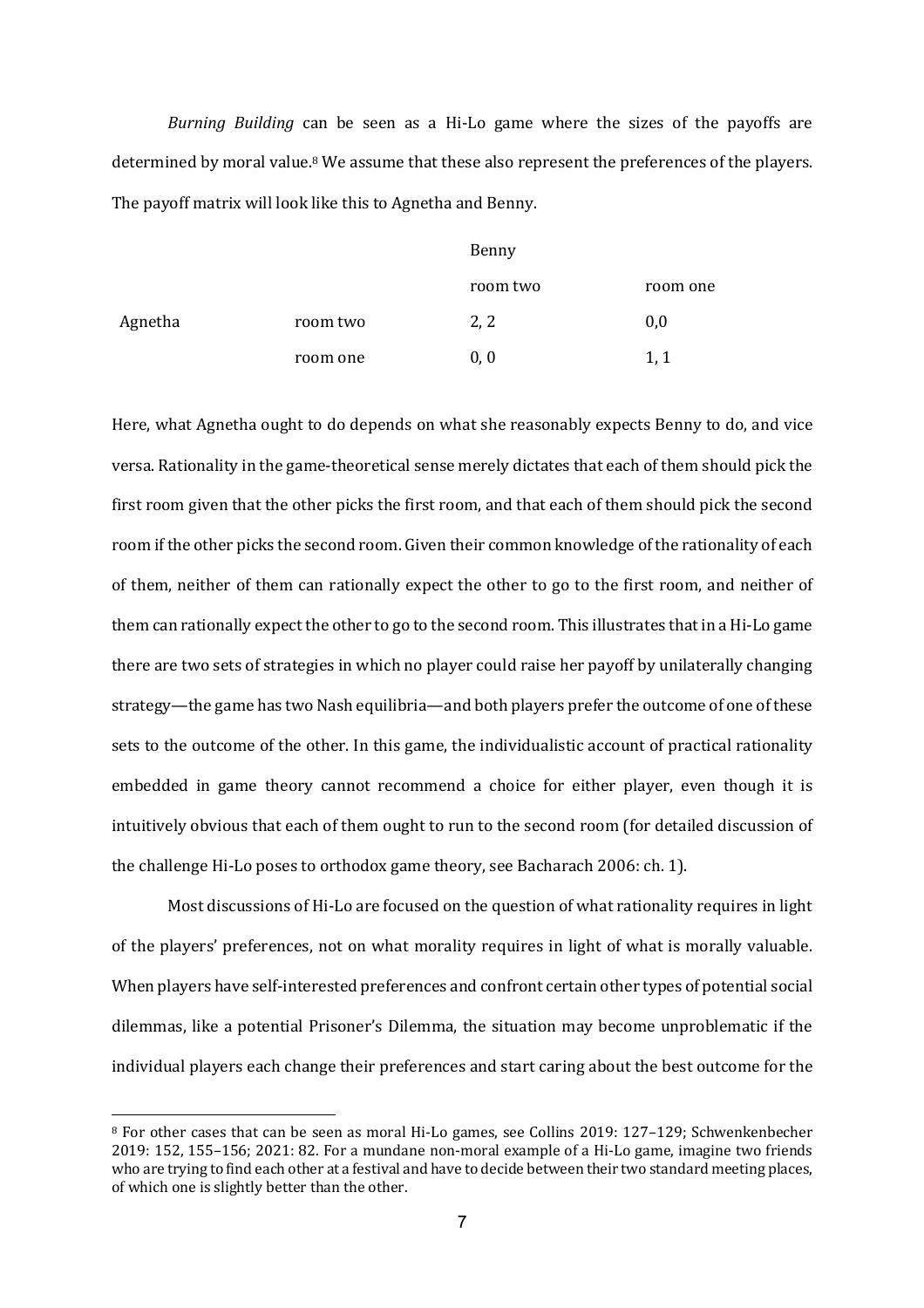*Burning Building* can be seen as a Hi-Lo game where the sizes of the payoffs are determined by moral value.[8] We assume that these also represent the preferences of the players. The payoff matrix will look like this to Agnetha and Benny.

| | | Benny | |
|---|---|---|---|
| | | room two | room one |
| Agnetha | room two | 2, 2 | 0,0 |
| | room one | 0, 0 | 1, 1 |

Here, what Agnetha ought to do depends on what she reasonably expects Benny to do, and vice versa. Rationality in the game-theoretical sense merely dictates that each of them should pick the first room given that the other picks the first room, and that each of them should pick the second room if the other picks the second room. Given their common knowledge of the rationality of each of them, neither of them can rationally expect the other to go to the first room, and neither of them can rationally expect the other to go to the second room. This illustrates that in a Hi-Lo game there are two sets of strategies in which no player could raise her payoff by unilaterally changing strategy—the game has two Nash equilibria—and both players prefer the outcome of one of these sets to the outcome of the other. In this game, the individualistic account of practical rationality embedded in game theory cannot recommend a choice for either player, even though it is intuitively obvious that each of them ought to run to the second room (for detailed discussion of the challenge Hi-Lo poses to orthodox game theory, see Bacharach 2006: ch. 1).

Most discussions of Hi-Lo are focused on the question of what rationality requires in light of the players' preferences, not on what morality requires in light of what is morally valuable. When players have self-interested preferences and confront certain other types of potential social dilemmas, like a potential Prisoner's Dilemma, the situation may become unproblematic if the individual players each change their preferences and start caring about the best outcome for the

---

[8] For other cases that can be seen as moral Hi-Lo games, see Collins 2019: 127–129; Schwenkenbecher 2019: 152, 155–156; 2021: 82. For a mundane non-moral example of a Hi-Lo game, imagine two friends who are trying to find each other at a festival and have to decide between their two standard meeting places, of which one is slightly better than the other.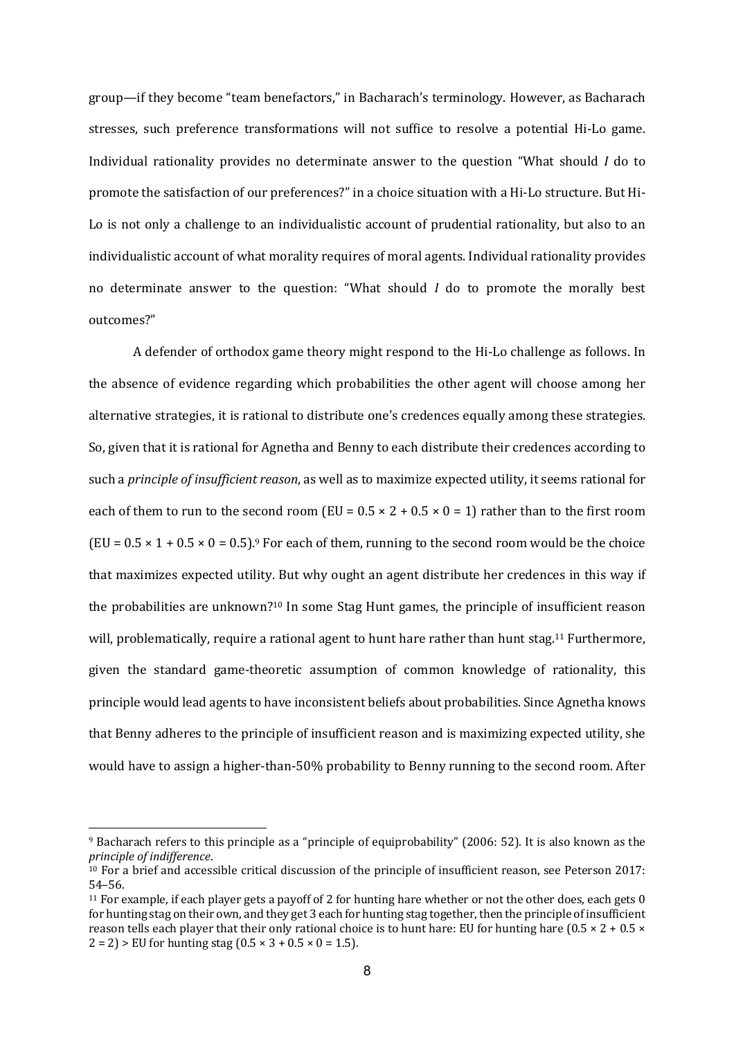group—if they become "team benefactors," in Bacharach's terminology. However, as Bacharach stresses, such preference transformations will not suffice to resolve a potential Hi-Lo game. Individual rationality provides no determinate answer to the question "What should *I* do to promote the satisfaction of our preferences?" in a choice situation with a Hi-Lo structure. But Hi-Lo is not only a challenge to an individualistic account of prudential rationality, but also to an individualistic account of what morality requires of moral agents. Individual rationality provides no determinate answer to the question: "What should *I* do to promote the morally best outcomes?"

A defender of orthodox game theory might respond to the Hi-Lo challenge as follows. In the absence of evidence regarding which probabilities the other agent will choose among her alternative strategies, it is rational to distribute one's credences equally among these strategies. So, given that it is rational for Agnetha and Benny to each distribute their credences according to such a *principle of insufficient reason*, as well as to maximize expected utility, it seems rational for each of them to run to the second room (EU = $0.5 \times 2 + 0.5 \times 0 = 1$) rather than to the first room (EU = $0.5 \times 1 + 0.5 \times 0 = 0.5$).[9] For each of them, running to the second room would be the choice that maximizes expected utility. But why ought an agent distribute her credences in this way if the probabilities are unknown?[10] In some Stag Hunt games, the principle of insufficient reason will, problematically, require a rational agent to hunt hare rather than hunt stag.[11] Furthermore, given the standard game-theoretic assumption of common knowledge of rationality, this principle would lead agents to have inconsistent beliefs about probabilities. Since Agnetha knows that Benny adheres to the principle of insufficient reason and is maximizing expected utility, she would have to assign a higher-than-50% probability to Benny running to the second room. After

---

[9] Bacharach refers to this principle as a "principle of equiprobability" (2006: 52). It is also known as the *principle of indifference*.

[10] For a brief and accessible critical discussion of the principle of insufficient reason, see Peterson 2017: 54–56.

[11] For example, if each player gets a payoff of 2 for hunting hare whether or not the other does, each gets 0 for hunting stag on their own, and they get 3 each for hunting stag together, then the principle of insufficient reason tells each player that their only rational choice is to hunt hare: EU for hunting hare ($0.5 \times 2 + 0.5 \times 2 = 2$) > EU for hunting stag ($0.5 \times 3 + 0.5 \times 0 = 1.5$).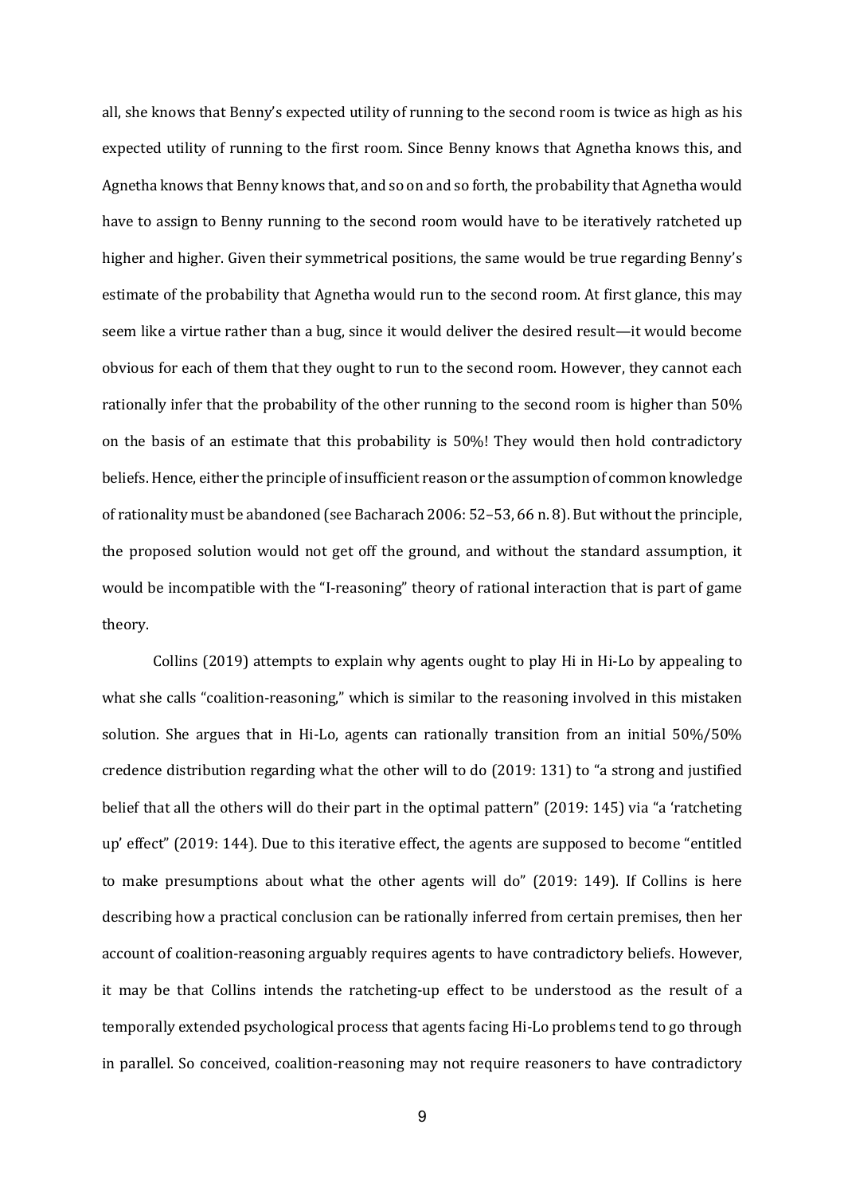all, she knows that Benny's expected utility of running to the second room is twice as high as his expected utility of running to the first room. Since Benny knows that Agnetha knows this, and Agnetha knows that Benny knows that, and so on and so forth, the probability that Agnetha would have to assign to Benny running to the second room would have to be iteratively ratcheted up higher and higher. Given their symmetrical positions, the same would be true regarding Benny's estimate of the probability that Agnetha would run to the second room. At first glance, this may seem like a virtue rather than a bug, since it would deliver the desired result—it would become obvious for each of them that they ought to run to the second room. However, they cannot each rationally infer that the probability of the other running to the second room is higher than 50% on the basis of an estimate that this probability is 50%! They would then hold contradictory beliefs. Hence, either the principle of insufficient reason or the assumption of common knowledge of rationality must be abandoned (see Bacharach 2006: 52–53, 66 n. 8). But without the principle, the proposed solution would not get off the ground, and without the standard assumption, it would be incompatible with the "I-reasoning" theory of rational interaction that is part of game theory.

Collins (2019) attempts to explain why agents ought to play Hi in Hi-Lo by appealing to what she calls "coalition-reasoning," which is similar to the reasoning involved in this mistaken solution. She argues that in Hi-Lo, agents can rationally transition from an initial 50%/50% credence distribution regarding what the other will to do (2019: 131) to "a strong and justified belief that all the others will do their part in the optimal pattern" (2019: 145) via "a 'ratcheting up' effect" (2019: 144). Due to this iterative effect, the agents are supposed to become "entitled to make presumptions about what the other agents will do" (2019: 149). If Collins is here describing how a practical conclusion can be rationally inferred from certain premises, then her account of coalition-reasoning arguably requires agents to have contradictory beliefs. However, it may be that Collins intends the ratcheting-up effect to be understood as the result of a temporally extended psychological process that agents facing Hi-Lo problems tend to go through in parallel. So conceived, coalition-reasoning may not require reasoners to have contradictory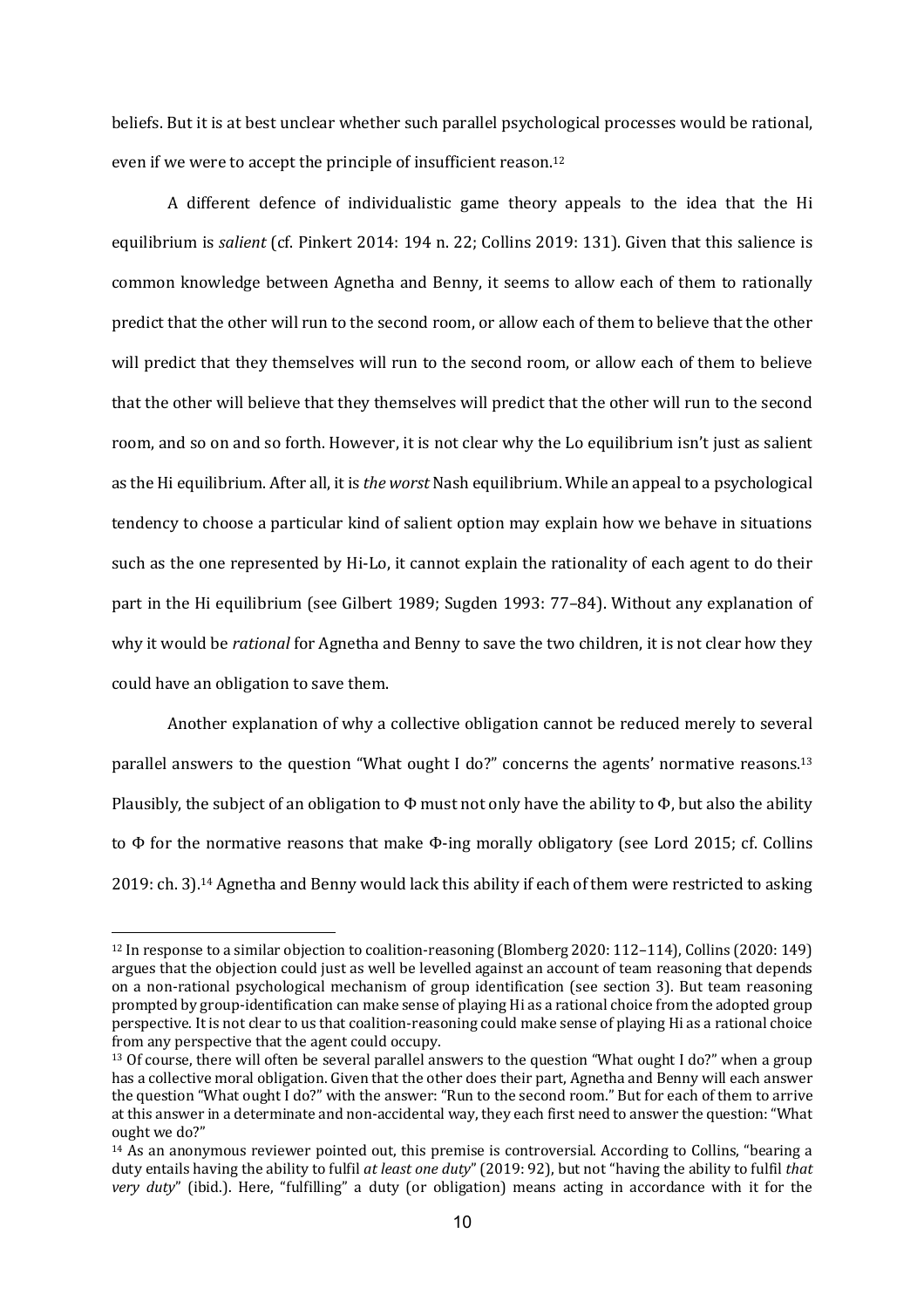beliefs. But it is at best unclear whether such parallel psychological processes would be rational, even if we were to accept the principle of insufficient reason.[12]

A different defence of individualistic game theory appeals to the idea that the Hi equilibrium is *salient* (cf. Pinkert 2014: 194 n. 22; Collins 2019: 131). Given that this salience is common knowledge between Agnetha and Benny, it seems to allow each of them to rationally predict that the other will run to the second room, or allow each of them to believe that the other will predict that they themselves will run to the second room, or allow each of them to believe that the other will believe that they themselves will predict that the other will run to the second room, and so on and so forth. However, it is not clear why the Lo equilibrium isn't just as salient as the Hi equilibrium. After all, it is *the worst* Nash equilibrium. While an appeal to a psychological tendency to choose a particular kind of salient option may explain how we behave in situations such as the one represented by Hi-Lo, it cannot explain the rationality of each agent to do their part in the Hi equilibrium (see Gilbert 1989; Sugden 1993: 77–84). Without any explanation of why it would be *rational* for Agnetha and Benny to save the two children, it is not clear how they could have an obligation to save them.

Another explanation of why a collective obligation cannot be reduced merely to several parallel answers to the question "What ought I do?" concerns the agents' normative reasons.[13] Plausibly, the subject of an obligation to Φ must not only have the ability to Φ, but also the ability to Φ for the normative reasons that make Φ-ing morally obligatory (see Lord 2015; cf. Collins 2019: ch. 3).[14] Agnetha and Benny would lack this ability if each of them were restricted to asking

---

[12] In response to a similar objection to coalition-reasoning (Blomberg 2020: 112–114), Collins (2020: 149) argues that the objection could just as well be levelled against an account of team reasoning that depends on a non-rational psychological mechanism of group identification (see section 3). But team reasoning prompted by group-identification can make sense of playing Hi as a rational choice from the adopted group perspective. It is not clear to us that coalition-reasoning could make sense of playing Hi as a rational choice from any perspective that the agent could occupy.

[13] Of course, there will often be several parallel answers to the question "What ought I do?" when a group has a collective moral obligation. Given that the other does their part, Agnetha and Benny will each answer the question "What ought I do?" with the answer: "Run to the second room." But for each of them to arrive at this answer in a determinate and non-accidental way, they each first need to answer the question: "What ought we do?"

[14] As an anonymous reviewer pointed out, this premise is controversial. According to Collins, "bearing a duty entails having the ability to fulfil *at least one duty*" (2019: 92), but not "having the ability to fulfil *that very duty*" (ibid.). Here, "fulfilling" a duty (or obligation) means acting in accordance with it for the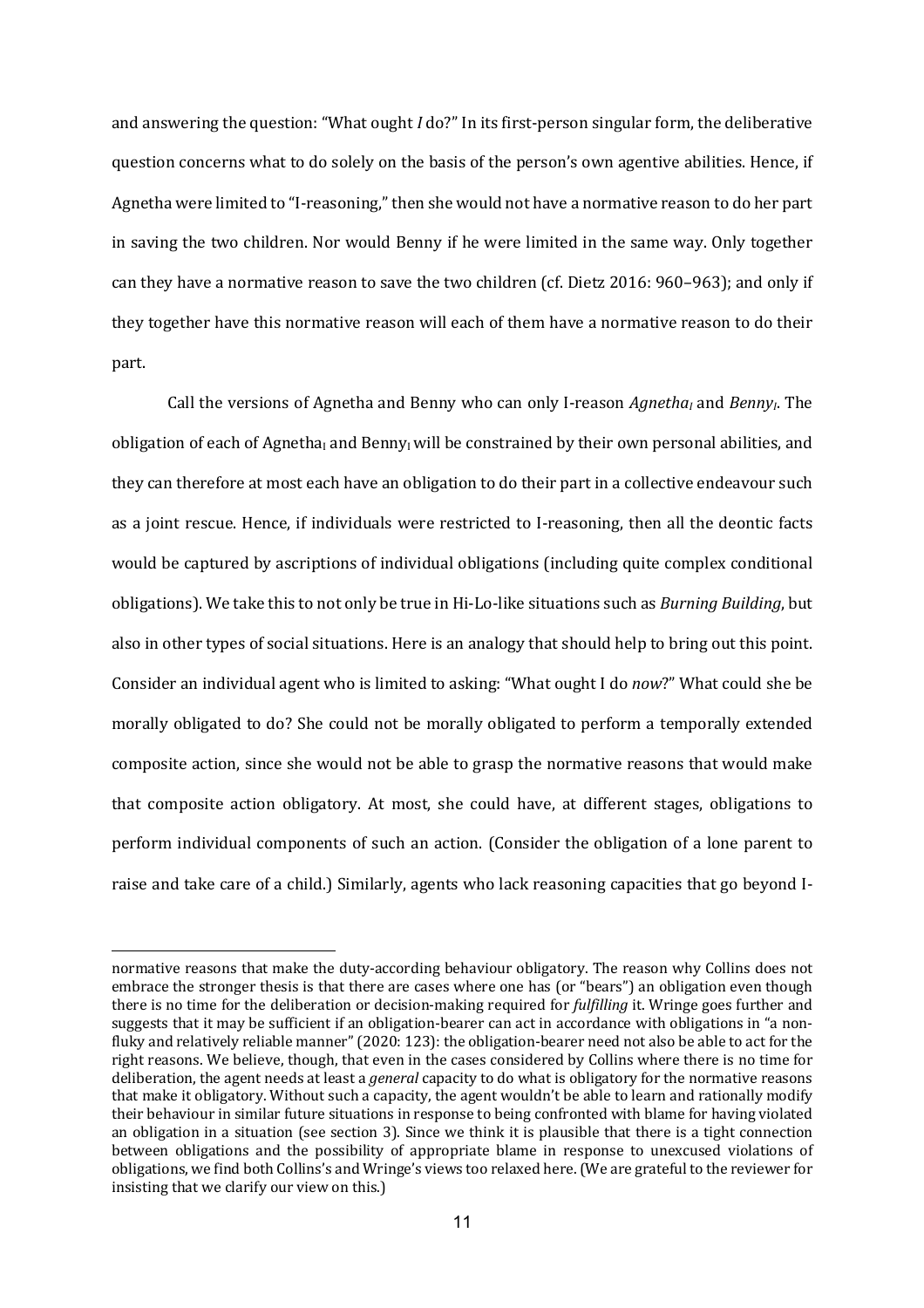and answering the question: "What ought *I* do?" In its first-person singular form, the deliberative question concerns what to do solely on the basis of the person's own agentive abilities. Hence, if Agnetha were limited to "I-reasoning," then she would not have a normative reason to do her part in saving the two children. Nor would Benny if he were limited in the same way. Only together can they have a normative reason to save the two children (cf. Dietz 2016: 960–963); and only if they together have this normative reason will each of them have a normative reason to do their part.

Call the versions of Agnetha and Benny who can only I-reason *Agnetha$_I$* and *Benny$_I$*. The obligation of each of Agnetha$_I$ and Benny$_I$ will be constrained by their own personal abilities, and they can therefore at most each have an obligation to do their part in a collective endeavour such as a joint rescue. Hence, if individuals were restricted to I-reasoning, then all the deontic facts would be captured by ascriptions of individual obligations (including quite complex conditional obligations). We take this to not only be true in Hi-Lo-like situations such as *Burning Building*, but also in other types of social situations. Here is an analogy that should help to bring out this point. Consider an individual agent who is limited to asking: "What ought I do *now*?" What could she be morally obligated to do? She could not be morally obligated to perform a temporally extended composite action, since she would not be able to grasp the normative reasons that would make that composite action obligatory. At most, she could have, at different stages, obligations to perform individual components of such an action. (Consider the obligation of a lone parent to raise and take care of a child.) Similarly, agents who lack reasoning capacities that go beyond I-

normative reasons that make the duty-according behaviour obligatory. The reason why Collins does not embrace the stronger thesis is that there are cases where one has (or "bears") an obligation even though there is no time for the deliberation or decision-making required for *fulfilling* it. Wringe goes further and suggests that it may be sufficient if an obligation-bearer can act in accordance with obligations in "a non-fluky and relatively reliable manner" (2020: 123): the obligation-bearer need not also be able to act for the right reasons. We believe, though, that even in the cases considered by Collins where there is no time for deliberation, the agent needs at least a *general* capacity to do what is obligatory for the normative reasons that make it obligatory. Without such a capacity, the agent wouldn't be able to learn and rationally modify their behaviour in similar future situations in response to being confronted with blame for having violated an obligation in a situation (see section 3). Since we think it is plausible that there is a tight connection between obligations and the possibility of appropriate blame in response to unexcused violations of obligations, we find both Collins's and Wringe's views too relaxed here. (We are grateful to the reviewer for insisting that we clarify our view on this.)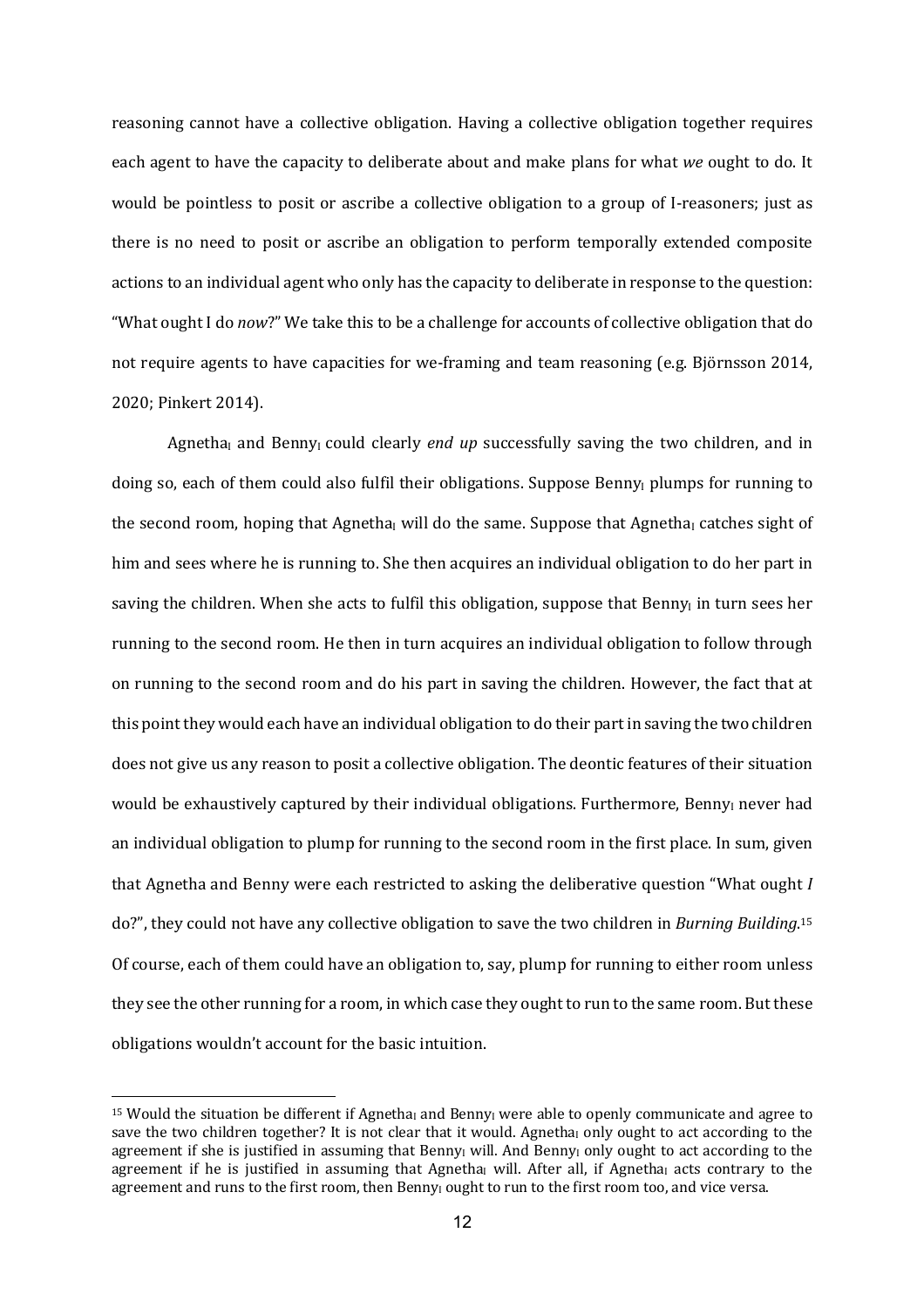reasoning cannot have a collective obligation. Having a collective obligation together requires each agent to have the capacity to deliberate about and make plans for what *we* ought to do. It would be pointless to posit or ascribe a collective obligation to a group of I-reasoners; just as there is no need to posit or ascribe an obligation to perform temporally extended composite actions to an individual agent who only has the capacity to deliberate in response to the question: "What ought I do *now*?" We take this to be a challenge for accounts of collective obligation that do not require agents to have capacities for we-framing and team reasoning (e.g. Björnsson 2014, 2020; Pinkert 2014).

Agnetha$_I$ and Benny$_I$ could clearly *end up* successfully saving the two children, and in doing so, each of them could also fulfil their obligations. Suppose Benny$_I$ plumps for running to the second room, hoping that Agnetha$_I$ will do the same. Suppose that Agnetha$_I$ catches sight of him and sees where he is running to. She then acquires an individual obligation to do her part in saving the children. When she acts to fulfil this obligation, suppose that Benny$_I$ in turn sees her running to the second room. He then in turn acquires an individual obligation to follow through on running to the second room and do his part in saving the children. However, the fact that at this point they would each have an individual obligation to do their part in saving the two children does not give us any reason to posit a collective obligation. The deontic features of their situation would be exhaustively captured by their individual obligations. Furthermore, Benny$_I$ never had an individual obligation to plump for running to the second room in the first place. In sum, given that Agnetha and Benny were each restricted to asking the deliberative question "What ought *I* do?", they could not have any collective obligation to save the two children in *Burning Building*.[15] Of course, each of them could have an obligation to, say, plump for running to either room unless they see the other running for a room, in which case they ought to run to the same room. But these obligations wouldn't account for the basic intuition.

[15] Would the situation be different if Agnetha$_I$ and Benny$_I$ were able to openly communicate and agree to save the two children together? It is not clear that it would. Agnetha$_I$ only ought to act according to the agreement if she is justified in assuming that Benny$_I$ will. And Benny$_I$ only ought to act according to the agreement if he is justified in assuming that Agnetha$_I$ will. After all, if Agnetha$_I$ acts contrary to the agreement and runs to the first room, then Benny$_I$ ought to run to the first room too, and vice versa.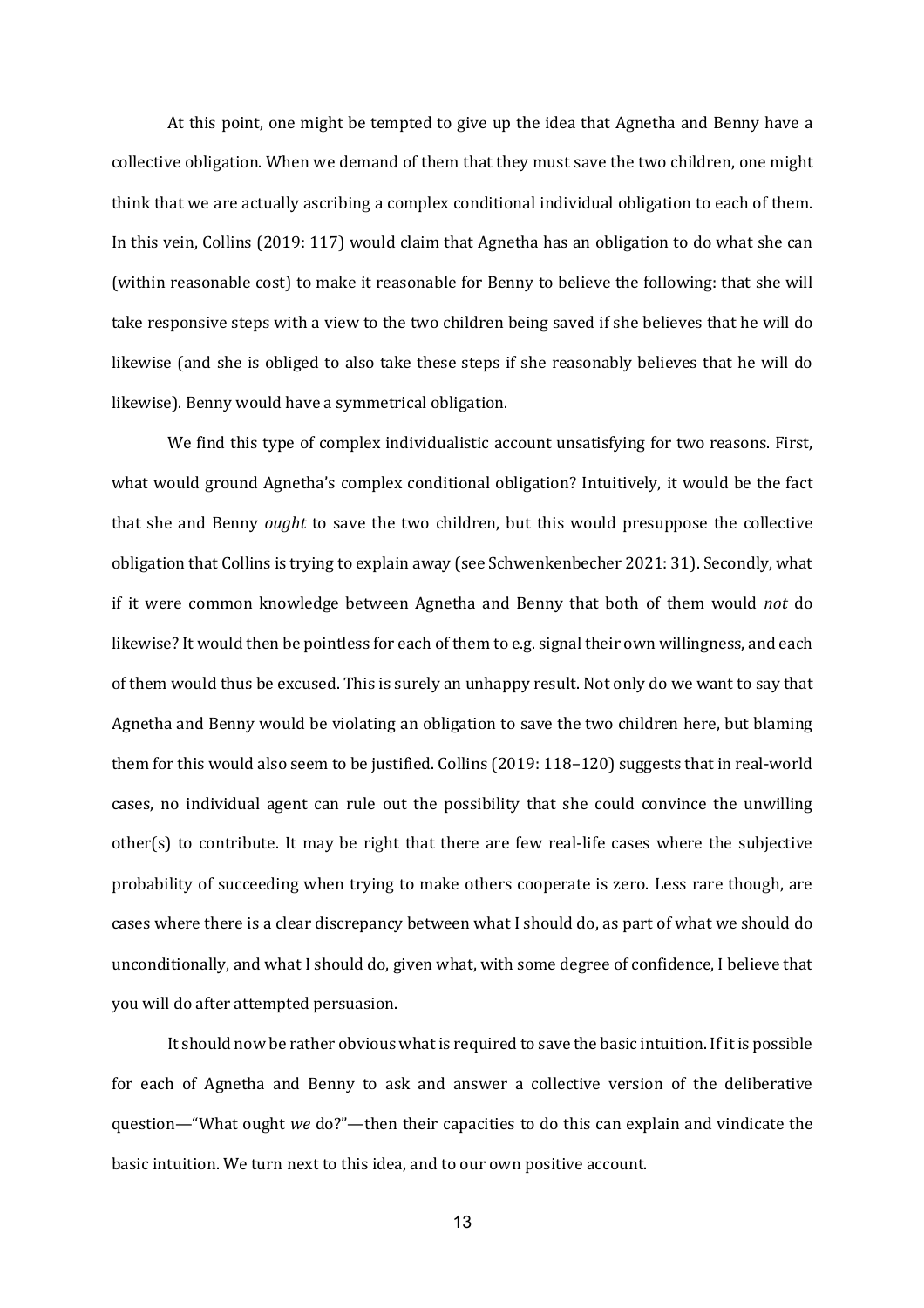At this point, one might be tempted to give up the idea that Agnetha and Benny have a collective obligation. When we demand of them that they must save the two children, one might think that we are actually ascribing a complex conditional individual obligation to each of them. In this vein, Collins (2019: 117) would claim that Agnetha has an obligation to do what she can (within reasonable cost) to make it reasonable for Benny to believe the following: that she will take responsive steps with a view to the two children being saved if she believes that he will do likewise (and she is obliged to also take these steps if she reasonably believes that he will do likewise). Benny would have a symmetrical obligation.

We find this type of complex individualistic account unsatisfying for two reasons. First, what would ground Agnetha's complex conditional obligation? Intuitively, it would be the fact that she and Benny *ought* to save the two children, but this would presuppose the collective obligation that Collins is trying to explain away (see Schwenkenbecher 2021: 31). Secondly, what if it were common knowledge between Agnetha and Benny that both of them would *not* do likewise? It would then be pointless for each of them to e.g. signal their own willingness, and each of them would thus be excused. This is surely an unhappy result. Not only do we want to say that Agnetha and Benny would be violating an obligation to save the two children here, but blaming them for this would also seem to be justified. Collins (2019: 118–120) suggests that in real-world cases, no individual agent can rule out the possibility that she could convince the unwilling other(s) to contribute. It may be right that there are few real-life cases where the subjective probability of succeeding when trying to make others cooperate is zero. Less rare though, are cases where there is a clear discrepancy between what I should do, as part of what we should do unconditionally, and what I should do, given what, with some degree of confidence, I believe that you will do after attempted persuasion.

It should now be rather obvious what is required to save the basic intuition. If it is possible for each of Agnetha and Benny to ask and answer a collective version of the deliberative question—"What ought *we* do?"—then their capacities to do this can explain and vindicate the basic intuition. We turn next to this idea, and to our own positive account.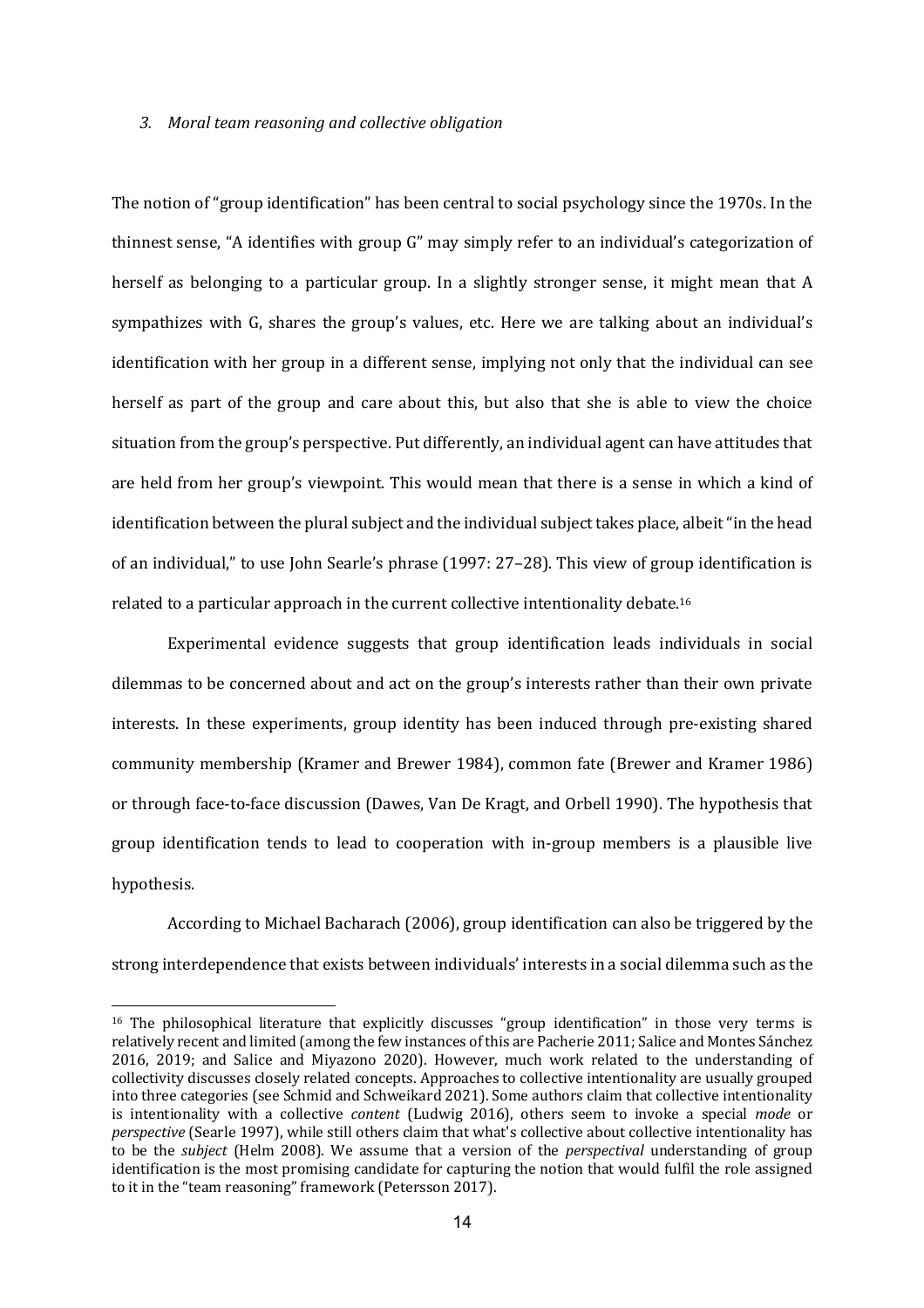### *3. Moral team reasoning and collective obligation*

The notion of "group identification" has been central to social psychology since the 1970s. In the thinnest sense, "A identifies with group G" may simply refer to an individual's categorization of herself as belonging to a particular group. In a slightly stronger sense, it might mean that A sympathizes with G, shares the group's values, etc. Here we are talking about an individual's identification with her group in a different sense, implying not only that the individual can see herself as part of the group and care about this, but also that she is able to view the choice situation from the group's perspective. Put differently, an individual agent can have attitudes that are held from her group's viewpoint. This would mean that there is a sense in which a kind of identification between the plural subject and the individual subject takes place, albeit "in the head of an individual," to use John Searle's phrase (1997: 27–28). This view of group identification is related to a particular approach in the current collective intentionality debate.[16]

Experimental evidence suggests that group identification leads individuals in social dilemmas to be concerned about and act on the group's interests rather than their own private interests. In these experiments, group identity has been induced through pre-existing shared community membership (Kramer and Brewer 1984), common fate (Brewer and Kramer 1986) or through face-to-face discussion (Dawes, Van De Kragt, and Orbell 1990). The hypothesis that group identification tends to lead to cooperation with in-group members is a plausible live hypothesis.

According to Michael Bacharach (2006), group identification can also be triggered by the strong interdependence that exists between individuals' interests in a social dilemma such as the

[16] The philosophical literature that explicitly discusses "group identification" in those very terms is relatively recent and limited (among the few instances of this are Pacherie 2011; Salice and Montes Sánchez 2016, 2019; and Salice and Miyazono 2020). However, much work related to the understanding of collectivity discusses closely related concepts. Approaches to collective intentionality are usually grouped into three categories (see Schmid and Schweikard 2021). Some authors claim that collective intentionality is intentionality with a collective *content* (Ludwig 2016), others seem to invoke a special *mode* or *perspective* (Searle 1997), while still others claim that what's collective about collective intentionality has to be the *subject* (Helm 2008). We assume that a version of the *perspectival* understanding of group identification is the most promising candidate for capturing the notion that would fulfil the role assigned to it in the "team reasoning" framework (Petersson 2017).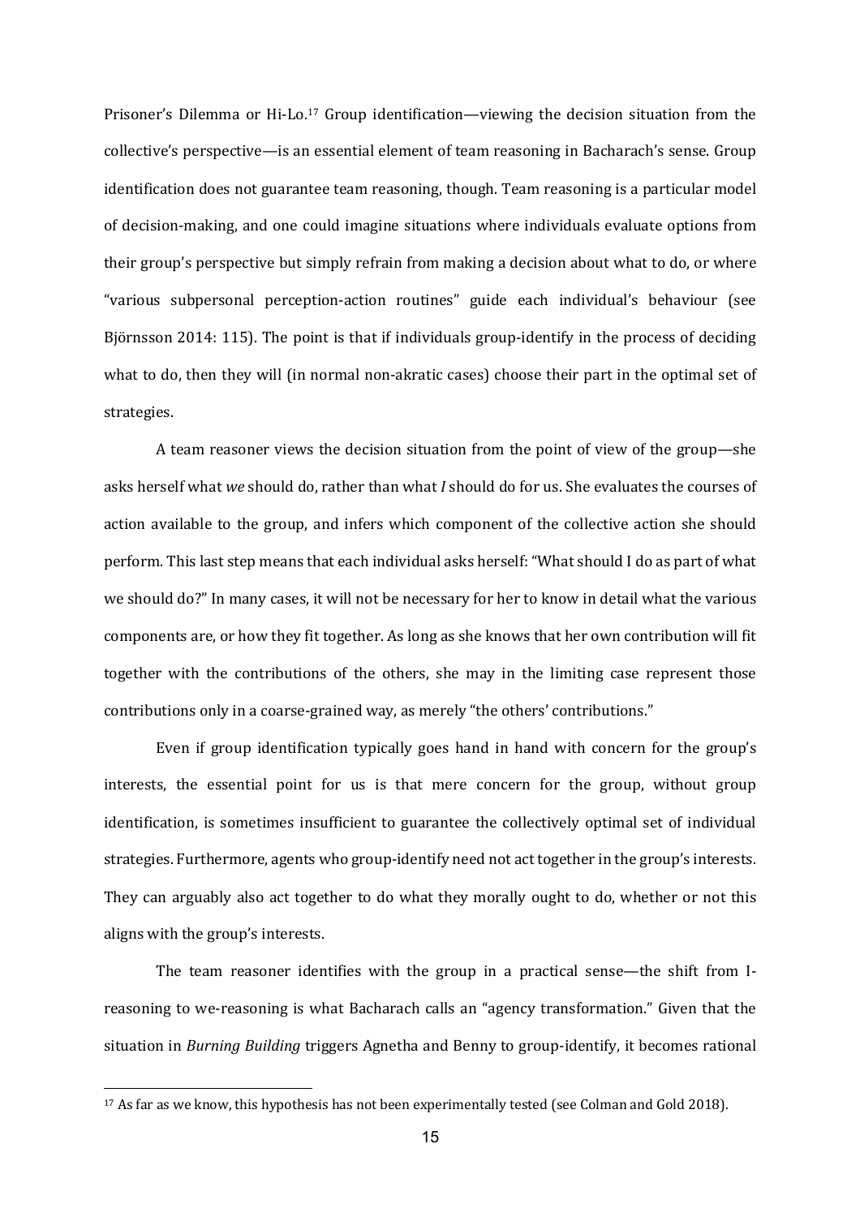Prisoner's Dilemma or Hi-Lo.[17] Group identification—viewing the decision situation from the collective's perspective—is an essential element of team reasoning in Bacharach's sense. Group identification does not guarantee team reasoning, though. Team reasoning is a particular model of decision-making, and one could imagine situations where individuals evaluate options from their group's perspective but simply refrain from making a decision about what to do, or where "various subpersonal perception-action routines" guide each individual's behaviour (see Björnsson 2014: 115). The point is that if individuals group-identify in the process of deciding what to do, then they will (in normal non-akratic cases) choose their part in the optimal set of strategies.

A team reasoner views the decision situation from the point of view of the group—she asks herself what *we* should do, rather than what *I* should do for us. She evaluates the courses of action available to the group, and infers which component of the collective action she should perform. This last step means that each individual asks herself: "What should I do as part of what we should do?" In many cases, it will not be necessary for her to know in detail what the various components are, or how they fit together. As long as she knows that her own contribution will fit together with the contributions of the others, she may in the limiting case represent those contributions only in a coarse-grained way, as merely "the others' contributions."

Even if group identification typically goes hand in hand with concern for the group's interests, the essential point for us is that mere concern for the group, without group identification, is sometimes insufficient to guarantee the collectively optimal set of individual strategies. Furthermore, agents who group-identify need not act together in the group's interests. They can arguably also act together to do what they morally ought to do, whether or not this aligns with the group's interests.

The team reasoner identifies with the group in a practical sense—the shift from I-reasoning to we-reasoning is what Bacharach calls an "agency transformation." Given that the situation in *Burning Building* triggers Agnetha and Benny to group-identify, it becomes rational

[17] As far as we know, this hypothesis has not been experimentally tested (see Colman and Gold 2018).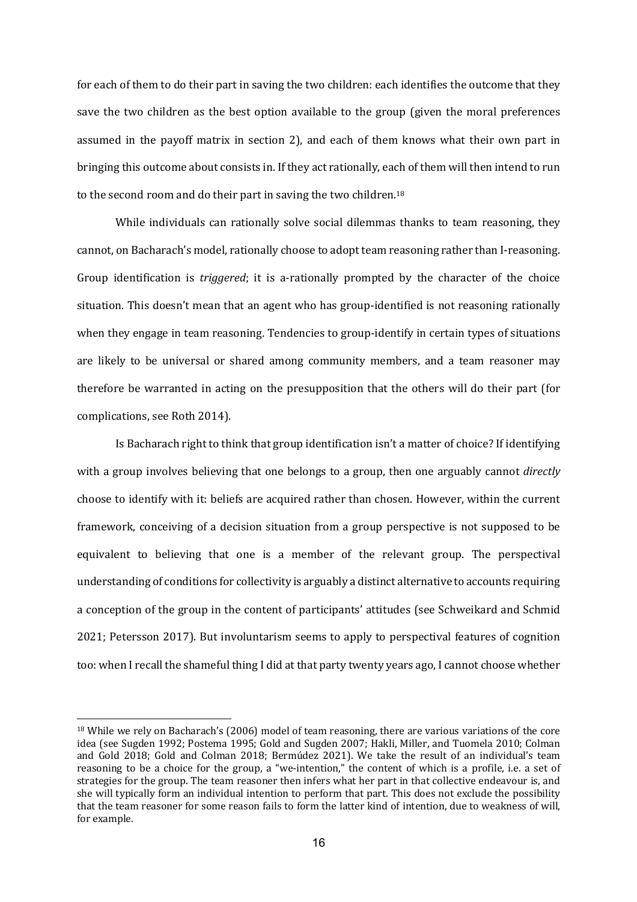for each of them to do their part in saving the two children: each identifies the outcome that they save the two children as the best option available to the group (given the moral preferences assumed in the payoff matrix in section 2), and each of them knows what their own part in bringing this outcome about consists in. If they act rationally, each of them will then intend to run to the second room and do their part in saving the two children.[18]

While individuals can rationally solve social dilemmas thanks to team reasoning, they cannot, on Bacharach's model, rationally choose to adopt team reasoning rather than I-reasoning. Group identification is *triggered*; it is a-rationally prompted by the character of the choice situation. This doesn't mean that an agent who has group-identified is not reasoning rationally when they engage in team reasoning. Tendencies to group-identify in certain types of situations are likely to be universal or shared among community members, and a team reasoner may therefore be warranted in acting on the presupposition that the others will do their part (for complications, see Roth 2014).

Is Bacharach right to think that group identification isn't a matter of choice? If identifying with a group involves believing that one belongs to a group, then one arguably cannot *directly* choose to identify with it: beliefs are acquired rather than chosen. However, within the current framework, conceiving of a decision situation from a group perspective is not supposed to be equivalent to believing that one is a member of the relevant group. The perspectival understanding of conditions for collectivity is arguably a distinct alternative to accounts requiring a conception of the group in the content of participants' attitudes (see Schweikard and Schmid 2021; Petersson 2017). But involuntarism seems to apply to perspectival features of cognition too: when I recall the shameful thing I did at that party twenty years ago, I cannot choose whether

---

[18] While we rely on Bacharach's (2006) model of team reasoning, there are various variations of the core idea (see Sugden 1992; Postema 1995; Gold and Sugden 2007; Hakli, Miller, and Tuomela 2010; Colman and Gold 2018; Gold and Colman 2018; Bermúdez 2021). We take the result of an individual's team reasoning to be a choice for the group, a "we-intention," the content of which is a profile, i.e. a set of strategies for the group. The team reasoner then infers what her part in that collective endeavour is, and she will typically form an individual intention to perform that part. This does not exclude the possibility that the team reasoner for some reason fails to form the latter kind of intention, due to weakness of will, for example.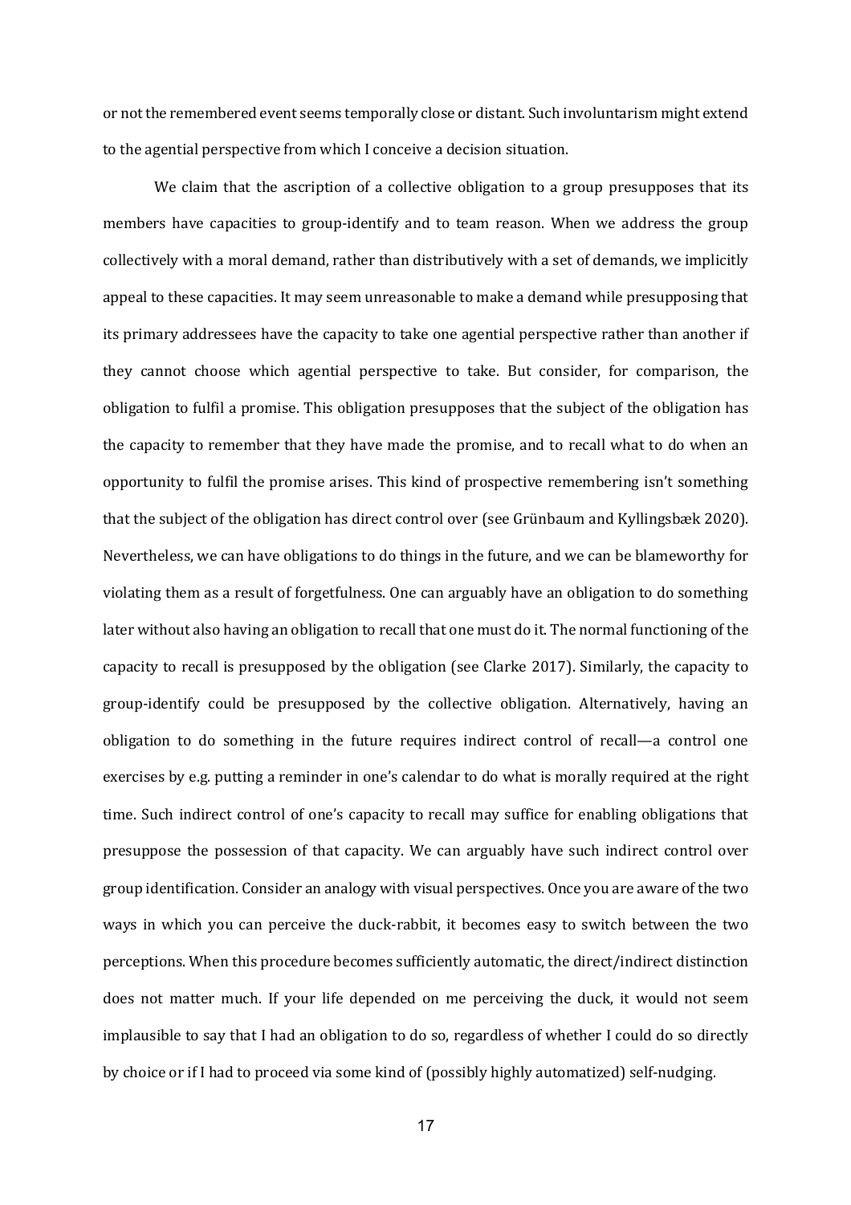or not the remembered event seems temporally close or distant. Such involuntarism might extend to the agential perspective from which I conceive a decision situation.

We claim that the ascription of a collective obligation to a group presupposes that its members have capacities to group-identify and to team reason. When we address the group collectively with a moral demand, rather than distributively with a set of demands, we implicitly appeal to these capacities. It may seem unreasonable to make a demand while presupposing that its primary addressees have the capacity to take one agential perspective rather than another if they cannot choose which agential perspective to take. But consider, for comparison, the obligation to fulfil a promise. This obligation presupposes that the subject of the obligation has the capacity to remember that they have made the promise, and to recall what to do when an opportunity to fulfil the promise arises. This kind of prospective remembering isn't something that the subject of the obligation has direct control over (see Grünbaum and Kyllingsbæk 2020). Nevertheless, we can have obligations to do things in the future, and we can be blameworthy for violating them as a result of forgetfulness. One can arguably have an obligation to do something later without also having an obligation to recall that one must do it. The normal functioning of the capacity to recall is presupposed by the obligation (see Clarke 2017). Similarly, the capacity to group-identify could be presupposed by the collective obligation. Alternatively, having an obligation to do something in the future requires indirect control of recall—a control one exercises by e.g. putting a reminder in one's calendar to do what is morally required at the right time. Such indirect control of one's capacity to recall may suffice for enabling obligations that presuppose the possession of that capacity. We can arguably have such indirect control over group identification. Consider an analogy with visual perspectives. Once you are aware of the two ways in which you can perceive the duck-rabbit, it becomes easy to switch between the two perceptions. When this procedure becomes sufficiently automatic, the direct/indirect distinction does not matter much. If your life depended on me perceiving the duck, it would not seem implausible to say that I had an obligation to do so, regardless of whether I could do so directly by choice or if I had to proceed via some kind of (possibly highly automatized) self-nudging.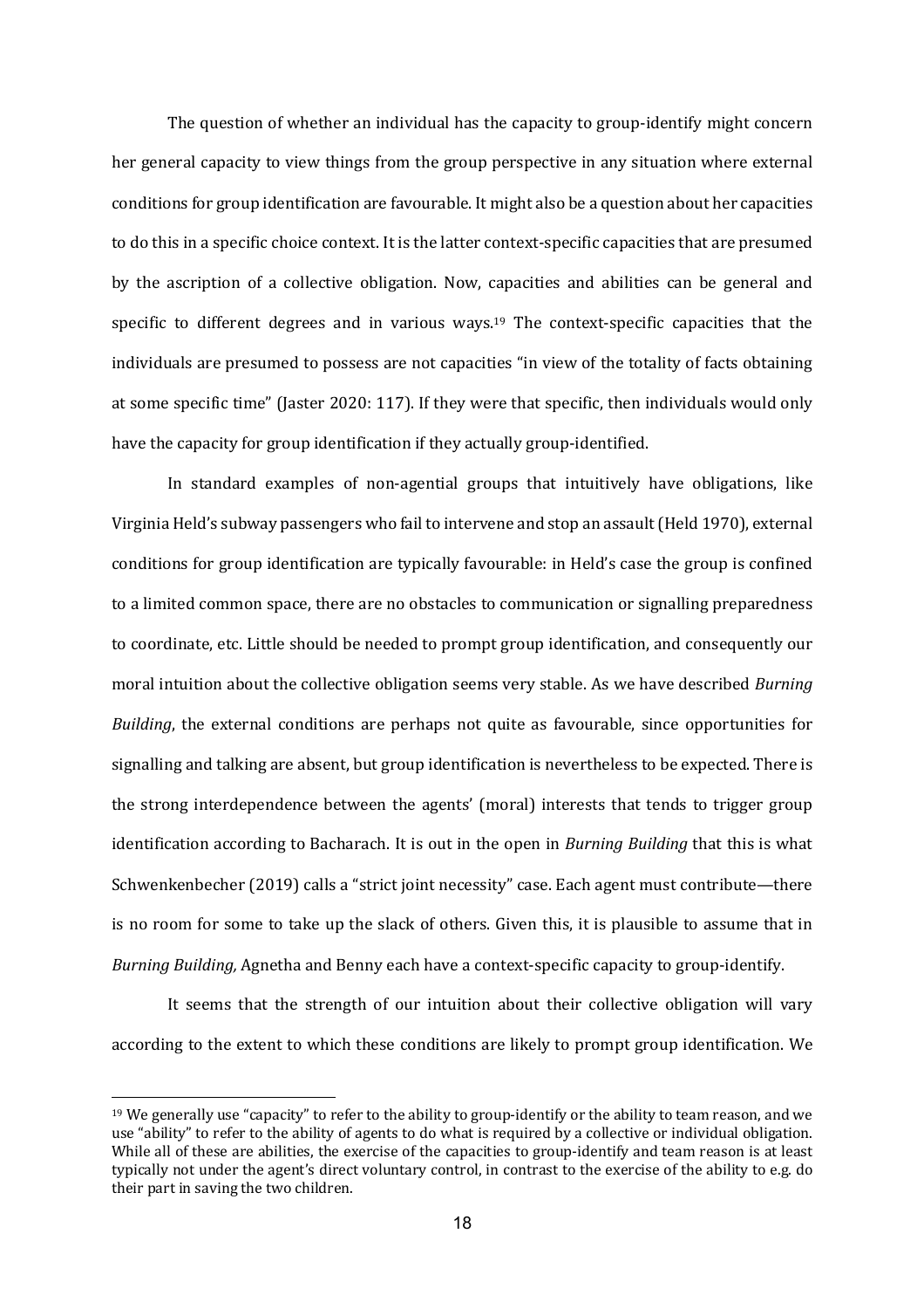The question of whether an individual has the capacity to group-identify might concern her general capacity to view things from the group perspective in any situation where external conditions for group identification are favourable. It might also be a question about her capacities to do this in a specific choice context. It is the latter context-specific capacities that are presumed by the ascription of a collective obligation. Now, capacities and abilities can be general and specific to different degrees and in various ways.[19] The context-specific capacities that the individuals are presumed to possess are not capacities "in view of the totality of facts obtaining at some specific time" (Jaster 2020: 117). If they were that specific, then individuals would only have the capacity for group identification if they actually group-identified.

In standard examples of non-agential groups that intuitively have obligations, like Virginia Held's subway passengers who fail to intervene and stop an assault (Held 1970), external conditions for group identification are typically favourable: in Held's case the group is confined to a limited common space, there are no obstacles to communication or signalling preparedness to coordinate, etc. Little should be needed to prompt group identification, and consequently our moral intuition about the collective obligation seems very stable. As we have described *Burning Building*, the external conditions are perhaps not quite as favourable, since opportunities for signalling and talking are absent, but group identification is nevertheless to be expected. There is the strong interdependence between the agents' (moral) interests that tends to trigger group identification according to Bacharach. It is out in the open in *Burning Building* that this is what Schwenkenbecher (2019) calls a "strict joint necessity" case. Each agent must contribute—there is no room for some to take up the slack of others. Given this, it is plausible to assume that in *Burning Building,* Agnetha and Benny each have a context-specific capacity to group-identify.

It seems that the strength of our intuition about their collective obligation will vary according to the extent to which these conditions are likely to prompt group identification. We

[19] We generally use "capacity" to refer to the ability to group-identify or the ability to team reason, and we use "ability" to refer to the ability of agents to do what is required by a collective or individual obligation. While all of these are abilities, the exercise of the capacities to group-identify and team reason is at least typically not under the agent's direct voluntary control, in contrast to the exercise of the ability to e.g. do their part in saving the two children.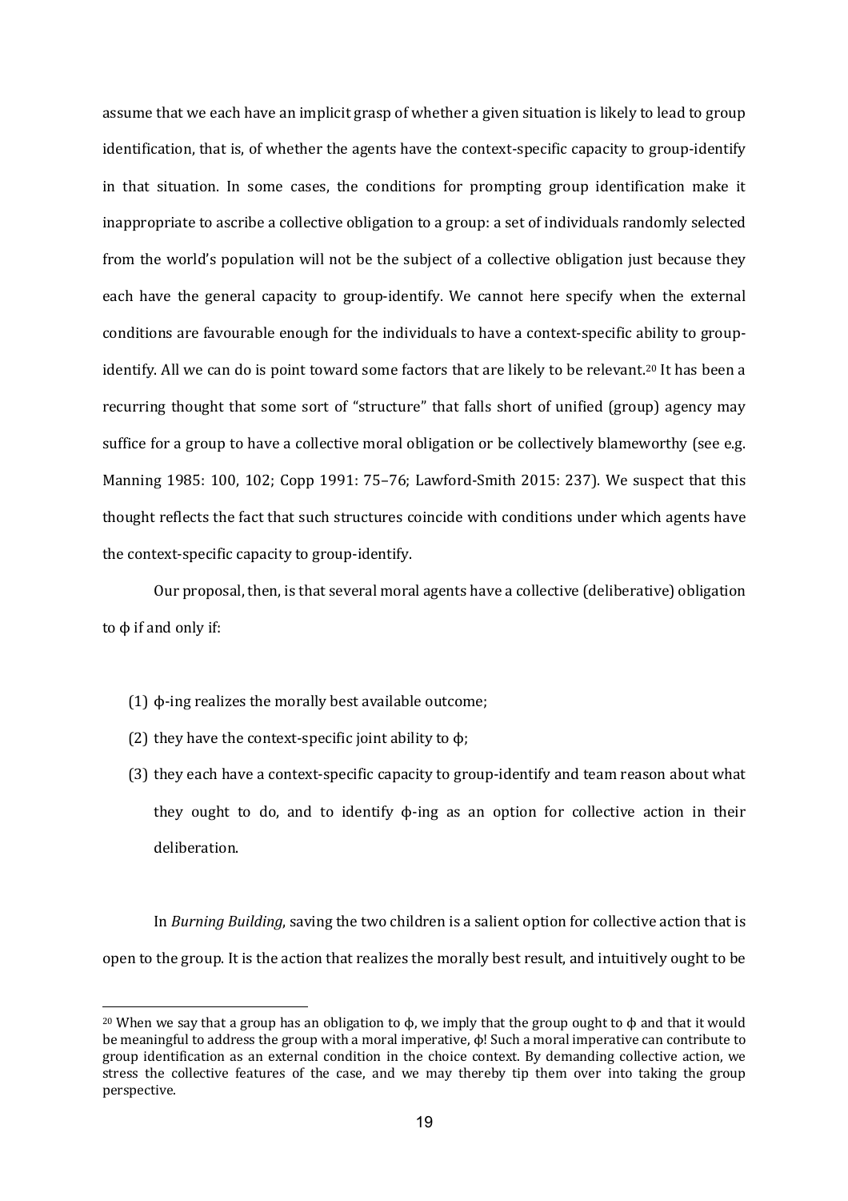assume that we each have an implicit grasp of whether a given situation is likely to lead to group identification, that is, of whether the agents have the context-specific capacity to group-identify in that situation. In some cases, the conditions for prompting group identification make it inappropriate to ascribe a collective obligation to a group: a set of individuals randomly selected from the world's population will not be the subject of a collective obligation just because they each have the general capacity to group-identify. We cannot here specify when the external conditions are favourable enough for the individuals to have a context-specific ability to group-identify. All we can do is point toward some factors that are likely to be relevant.[20] It has been a recurring thought that some sort of "structure" that falls short of unified (group) agency may suffice for a group to have a collective moral obligation or be collectively blameworthy (see e.g. Manning 1985: 100, 102; Copp 1991: 75–76; Lawford-Smith 2015: 237). We suspect that this thought reflects the fact that such structures coincide with conditions under which agents have the context-specific capacity to group-identify.

Our proposal, then, is that several moral agents have a collective (deliberative) obligation to ϕ if and only if:

(1) ϕ-ing realizes the morally best available outcome;

(2) they have the context-specific joint ability to ϕ;

(3) they each have a context-specific capacity to group-identify and team reason about what they ought to do, and to identify ϕ-ing as an option for collective action in their deliberation.

In *Burning Building*, saving the two children is a salient option for collective action that is open to the group. It is the action that realizes the morally best result, and intuitively ought to be

[20] When we say that a group has an obligation to ϕ, we imply that the group ought to ϕ and that it would be meaningful to address the group with a moral imperative, ϕ! Such a moral imperative can contribute to group identification as an external condition in the choice context. By demanding collective action, we stress the collective features of the case, and we may thereby tip them over into taking the group perspective.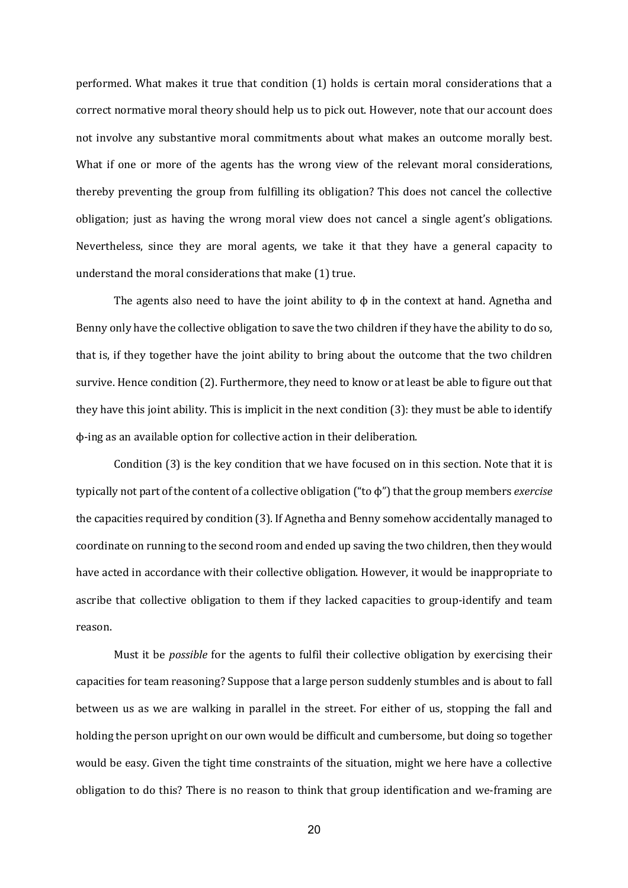performed. What makes it true that condition (1) holds is certain moral considerations that a correct normative moral theory should help us to pick out. However, note that our account does not involve any substantive moral commitments about what makes an outcome morally best. What if one or more of the agents has the wrong view of the relevant moral considerations, thereby preventing the group from fulfilling its obligation? This does not cancel the collective obligation; just as having the wrong moral view does not cancel a single agent's obligations. Nevertheless, since they are moral agents, we take it that they have a general capacity to understand the moral considerations that make (1) true.

The agents also need to have the joint ability to ϕ in the context at hand. Agnetha and Benny only have the collective obligation to save the two children if they have the ability to do so, that is, if they together have the joint ability to bring about the outcome that the two children survive. Hence condition (2). Furthermore, they need to know or at least be able to figure out that they have this joint ability. This is implicit in the next condition (3): they must be able to identify ϕ-ing as an available option for collective action in their deliberation.

Condition (3) is the key condition that we have focused on in this section. Note that it is typically not part of the content of a collective obligation ("to ϕ") that the group members *exercise* the capacities required by condition (3). If Agnetha and Benny somehow accidentally managed to coordinate on running to the second room and ended up saving the two children, then they would have acted in accordance with their collective obligation. However, it would be inappropriate to ascribe that collective obligation to them if they lacked capacities to group-identify and team reason.

Must it be *possible* for the agents to fulfil their collective obligation by exercising their capacities for team reasoning? Suppose that a large person suddenly stumbles and is about to fall between us as we are walking in parallel in the street. For either of us, stopping the fall and holding the person upright on our own would be difficult and cumbersome, but doing so together would be easy. Given the tight time constraints of the situation, might we here have a collective obligation to do this? There is no reason to think that group identification and we-framing are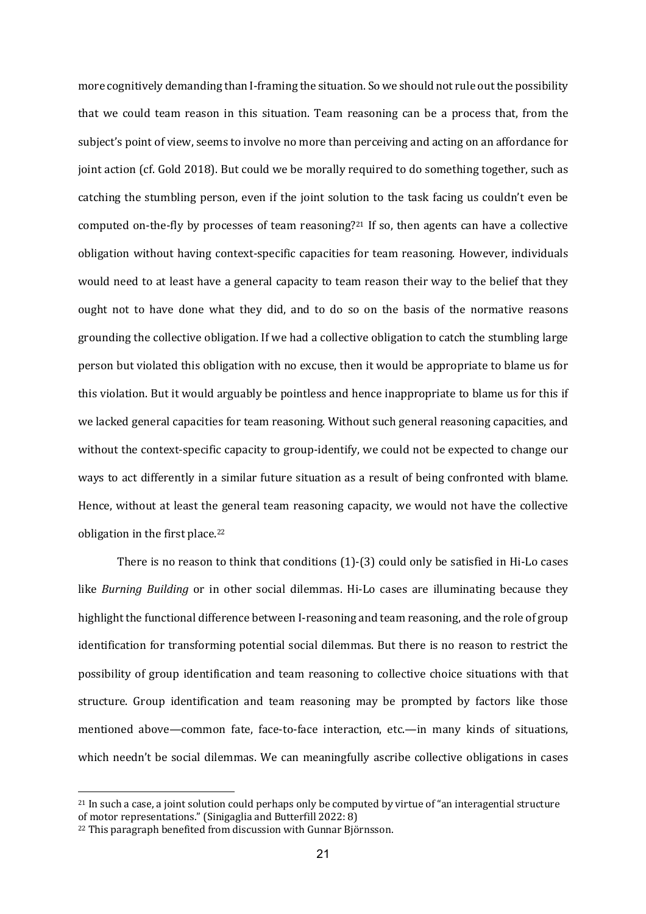more cognitively demanding than I-framing the situation. So we should not rule out the possibility that we could team reason in this situation. Team reasoning can be a process that, from the subject's point of view, seems to involve no more than perceiving and acting on an affordance for joint action (cf. Gold 2018). But could we be morally required to do something together, such as catching the stumbling person, even if the joint solution to the task facing us couldn't even be computed on-the-fly by processes of team reasoning?[21] If so, then agents can have a collective obligation without having context-specific capacities for team reasoning. However, individuals would need to at least have a general capacity to team reason their way to the belief that they ought not to have done what they did, and to do so on the basis of the normative reasons grounding the collective obligation. If we had a collective obligation to catch the stumbling large person but violated this obligation with no excuse, then it would be appropriate to blame us for this violation. But it would arguably be pointless and hence inappropriate to blame us for this if we lacked general capacities for team reasoning. Without such general reasoning capacities, and without the context-specific capacity to group-identify, we could not be expected to change our ways to act differently in a similar future situation as a result of being confronted with blame. Hence, without at least the general team reasoning capacity, we would not have the collective obligation in the first place.[22]

There is no reason to think that conditions (1)-(3) could only be satisfied in Hi-Lo cases like *Burning Building* or in other social dilemmas. Hi-Lo cases are illuminating because they highlight the functional difference between I-reasoning and team reasoning, and the role of group identification for transforming potential social dilemmas. But there is no reason to restrict the possibility of group identification and team reasoning to collective choice situations with that structure. Group identification and team reasoning may be prompted by factors like those mentioned above—common fate, face-to-face interaction, etc.—in many kinds of situations, which needn't be social dilemmas. We can meaningfully ascribe collective obligations in cases

---

[21] In such a case, a joint solution could perhaps only be computed by virtue of "an interagential structure of motor representations." (Sinigaglia and Butterfill 2022: 8)

[22] This paragraph benefited from discussion with Gunnar Björnsson.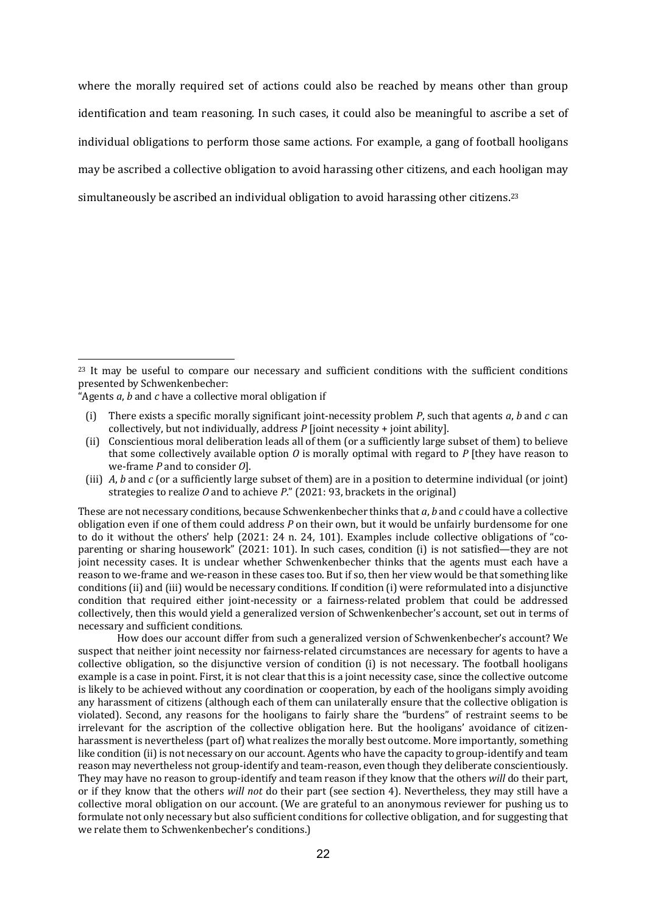where the morally required set of actions could also be reached by means other than group identification and team reasoning. In such cases, it could also be meaningful to ascribe a set of individual obligations to perform those same actions. For example, a gang of football hooligans may be ascribed a collective obligation to avoid harassing other citizens, and each hooligan may simultaneously be ascribed an individual obligation to avoid harassing other citizens.[23]

---

[23] It may be useful to compare our necessary and sufficient conditions with the sufficient conditions presented by Schwenkenbecher:

"Agents *a*, *b* and *c* have a collective moral obligation if

(i) There exists a specific morally significant joint-necessity problem *P*, such that agents *a*, *b* and *c* can collectively, but not individually, address *P* [joint necessity + joint ability].

(ii) Conscientious moral deliberation leads all of them (or a sufficiently large subset of them) to believe that some collectively available option *O* is morally optimal with regard to *P* [they have reason to we-frame *P* and to consider *O*].

(iii) *A*, *b* and *c* (or a sufficiently large subset of them) are in a position to determine individual (or joint) strategies to realize *O* and to achieve *P*." (2021: 93, brackets in the original)

These are not necessary conditions, because Schwenkenbecher thinks that *a*, *b* and *c* could have a collective obligation even if one of them could address *P* on their own, but it would be unfairly burdensome for one to do it without the others' help (2021: 24 n. 24, 101). Examples include collective obligations of "co-parenting or sharing housework" (2021: 101). In such cases, condition (i) is not satisfied—they are not joint necessity cases. It is unclear whether Schwenkenbecher thinks that the agents must each have a reason to we-frame and we-reason in these cases too. But if so, then her view would be that something like conditions (ii) and (iii) would be necessary conditions. If condition (i) were reformulated into a disjunctive condition that required either joint-necessity or a fairness-related problem that could be addressed collectively, then this would yield a generalized version of Schwenkenbecher's account, set out in terms of necessary and sufficient conditions.

How does our account differ from such a generalized version of Schwenkenbecher's account? We suspect that neither joint necessity nor fairness-related circumstances are necessary for agents to have a collective obligation, so the disjunctive version of condition (i) is not necessary. The football hooligans example is a case in point. First, it is not clear that this is a joint necessity case, since the collective outcome is likely to be achieved without any coordination or cooperation, by each of the hooligans simply avoiding any harassment of citizens (although each of them can unilaterally ensure that the collective obligation is violated). Second, any reasons for the hooligans to fairly share the "burdens" of restraint seems to be irrelevant for the ascription of the collective obligation here. But the hooligans' avoidance of citizen-harassment is nevertheless (part of) what realizes the morally best outcome. More importantly, something like condition (ii) is not necessary on our account. Agents who have the capacity to group-identify and team reason may nevertheless not group-identify and team-reason, even though they deliberate conscientiously. They may have no reason to group-identify and team reason if they know that the others *will* do their part, or if they know that the others *will not* do their part (see section 4). Nevertheless, they may still have a collective moral obligation on our account. (We are grateful to an anonymous reviewer for pushing us to formulate not only necessary but also sufficient conditions for collective obligation, and for suggesting that we relate them to Schwenkenbecher's conditions.)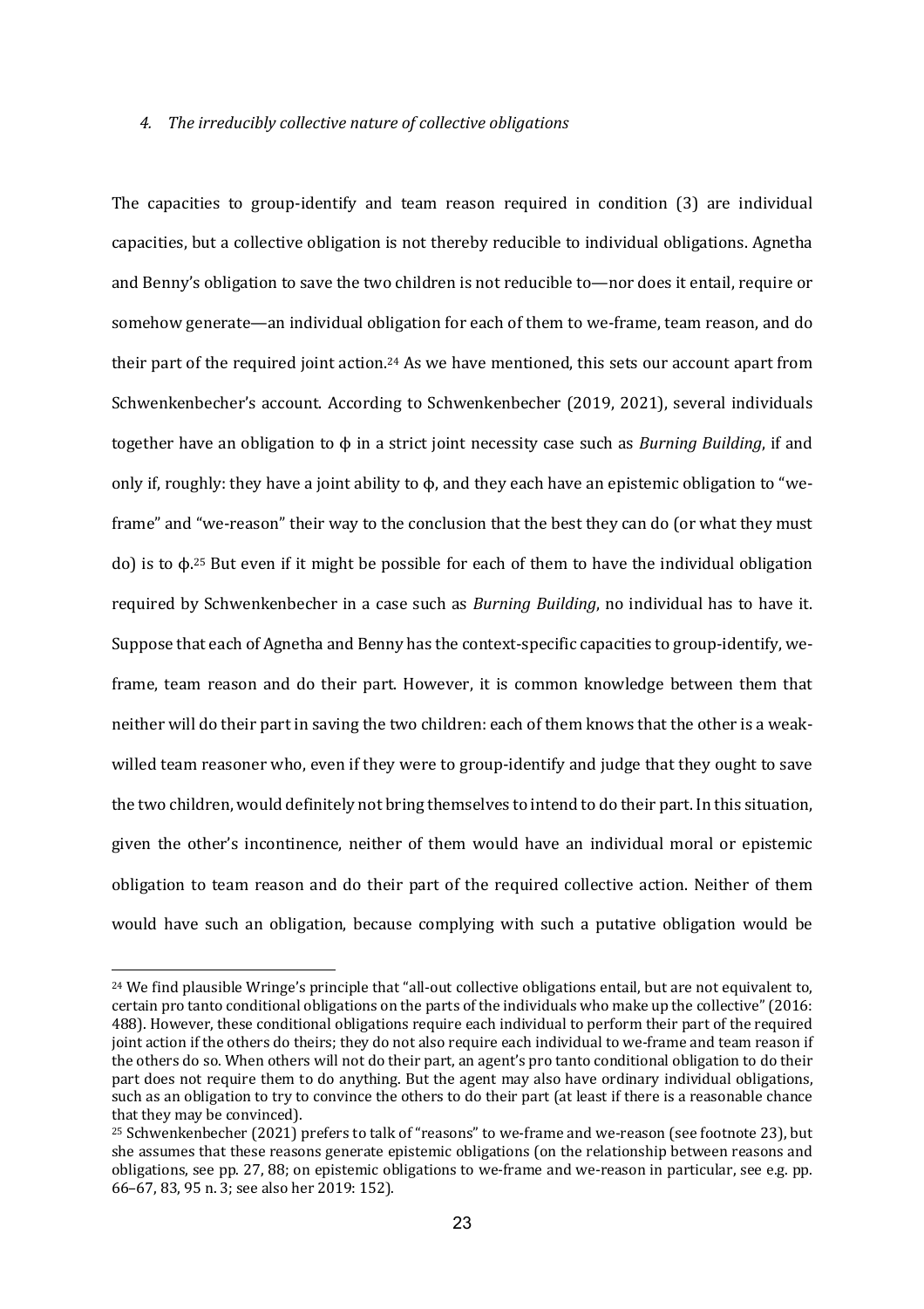### *4. The irreducibly collective nature of collective obligations*

The capacities to group-identify and team reason required in condition (3) are individual capacities, but a collective obligation is not thereby reducible to individual obligations. Agnetha and Benny's obligation to save the two children is not reducible to—nor does it entail, require or somehow generate—an individual obligation for each of them to we-frame, team reason, and do their part of the required joint action.[24] As we have mentioned, this sets our account apart from Schwenkenbecher's account. According to Schwenkenbecher (2019, 2021), several individuals together have an obligation to ϕ in a strict joint necessity case such as *Burning Building*, if and only if, roughly: they have a joint ability to ϕ, and they each have an epistemic obligation to "we-frame" and "we-reason" their way to the conclusion that the best they can do (or what they must do) is to ϕ.[25] But even if it might be possible for each of them to have the individual obligation required by Schwenkenbecher in a case such as *Burning Building*, no individual has to have it. Suppose that each of Agnetha and Benny has the context-specific capacities to group-identify, we-frame, team reason and do their part. However, it is common knowledge between them that neither will do their part in saving the two children: each of them knows that the other is a weak-willed team reasoner who, even if they were to group-identify and judge that they ought to save the two children, would definitely not bring themselves to intend to do their part. In this situation, given the other's incontinence, neither of them would have an individual moral or epistemic obligation to team reason and do their part of the required collective action. Neither of them would have such an obligation, because complying with such a putative obligation would be

---

[24] We find plausible Wringe's principle that "all-out collective obligations entail, but are not equivalent to, certain pro tanto conditional obligations on the parts of the individuals who make up the collective" (2016: 488). However, these conditional obligations require each individual to perform their part of the required joint action if the others do theirs; they do not also require each individual to we-frame and team reason if the others do so. When others will not do their part, an agent's pro tanto conditional obligation to do their part does not require them to do anything. But the agent may also have ordinary individual obligations, such as an obligation to try to convince the others to do their part (at least if there is a reasonable chance that they may be convinced).

[25] Schwenkenbecher (2021) prefers to talk of "reasons" to we-frame and we-reason (see footnote 23), but she assumes that these reasons generate epistemic obligations (on the relationship between reasons and obligations, see pp. 27, 88; on epistemic obligations to we-frame and we-reason in particular, see e.g. pp. 66–67, 83, 95 n. 3; see also her 2019: 152).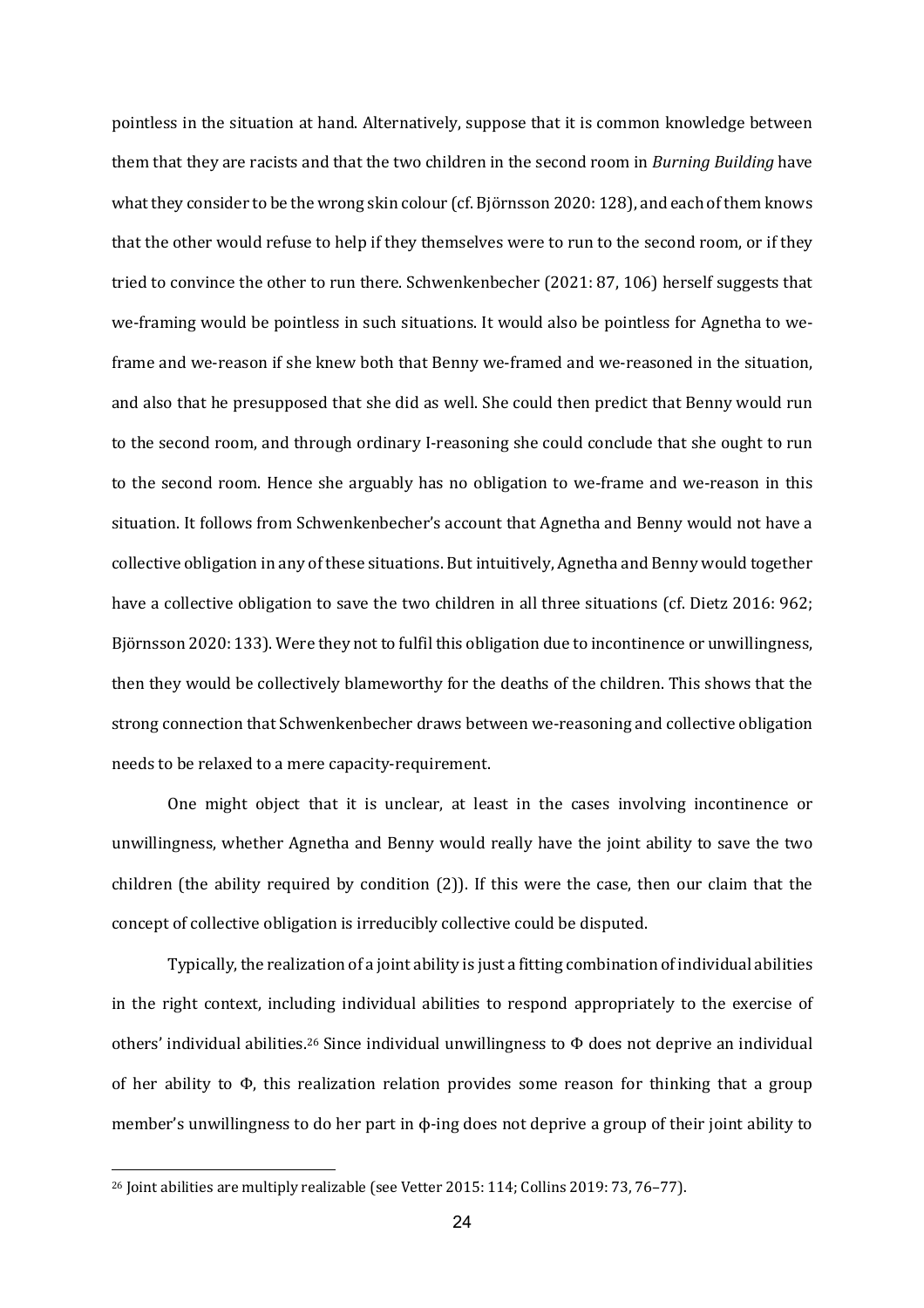pointless in the situation at hand. Alternatively, suppose that it is common knowledge between them that they are racists and that the two children in the second room in *Burning Building* have what they consider to be the wrong skin colour (cf. Björnsson 2020: 128), and each of them knows that the other would refuse to help if they themselves were to run to the second room, or if they tried to convince the other to run there. Schwenkenbecher (2021: 87, 106) herself suggests that we-framing would be pointless in such situations. It would also be pointless for Agnetha to we-frame and we-reason if she knew both that Benny we-framed and we-reasoned in the situation, and also that he presupposed that she did as well. She could then predict that Benny would run to the second room, and through ordinary I-reasoning she could conclude that she ought to run to the second room. Hence she arguably has no obligation to we-frame and we-reason in this situation. It follows from Schwenkenbecher's account that Agnetha and Benny would not have a collective obligation in any of these situations. But intuitively, Agnetha and Benny would together have a collective obligation to save the two children in all three situations (cf. Dietz 2016: 962; Björnsson 2020: 133). Were they not to fulfil this obligation due to incontinence or unwillingness, then they would be collectively blameworthy for the deaths of the children. This shows that the strong connection that Schwenkenbecher draws between we-reasoning and collective obligation needs to be relaxed to a mere capacity-requirement.

One might object that it is unclear, at least in the cases involving incontinence or unwillingness, whether Agnetha and Benny would really have the joint ability to save the two children (the ability required by condition (2)). If this were the case, then our claim that the concept of collective obligation is irreducibly collective could be disputed.

Typically, the realization of a joint ability is just a fitting combination of individual abilities in the right context, including individual abilities to respond appropriately to the exercise of others' individual abilities.[26] Since individual unwillingness to Φ does not deprive an individual of her ability to Φ, this realization relation provides some reason for thinking that a group member's unwillingness to do her part in ϕ-ing does not deprive a group of their joint ability to

---

[26] Joint abilities are multiply realizable (see Vetter 2015: 114; Collins 2019: 73, 76–77).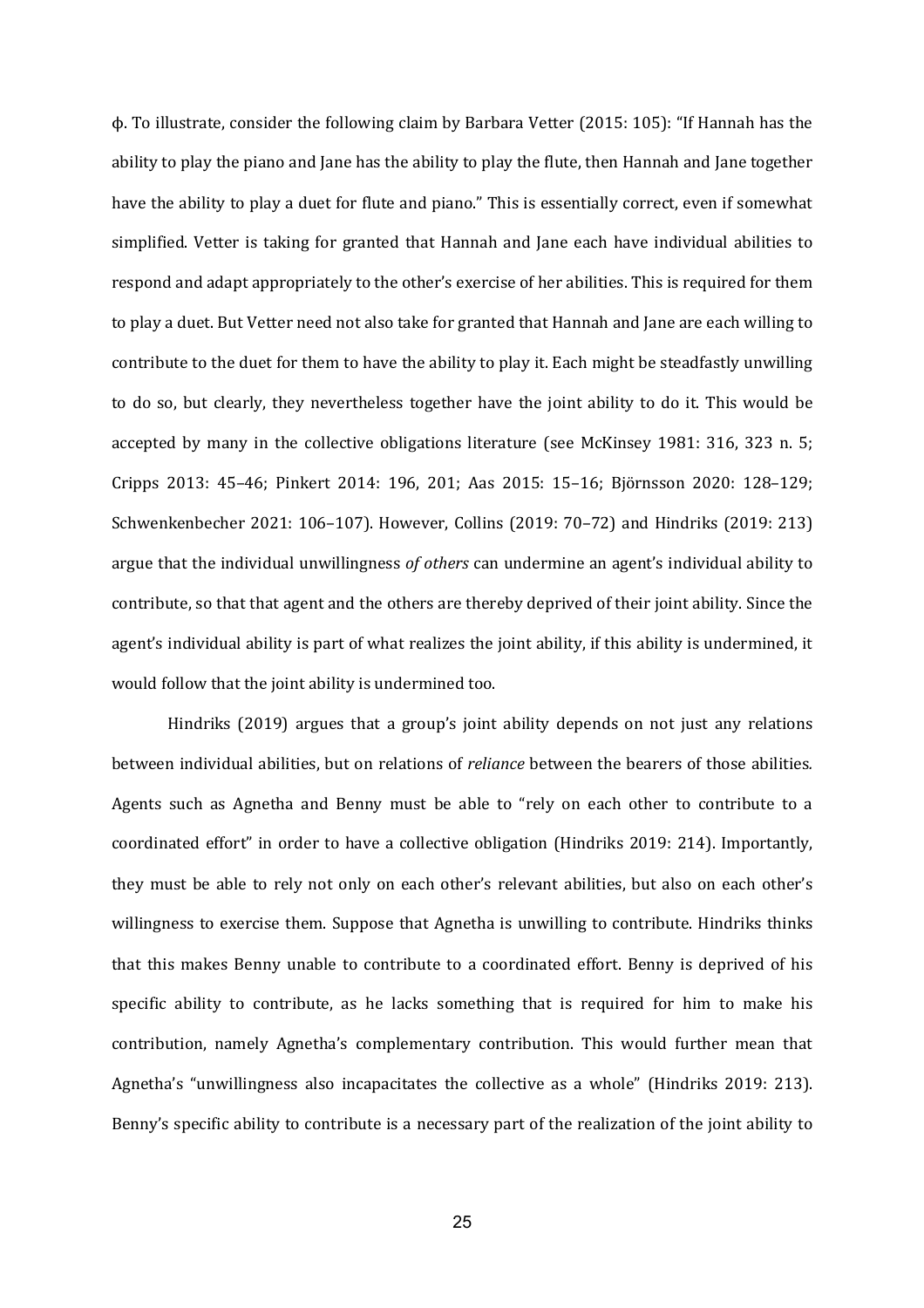ϕ. To illustrate, consider the following claim by Barbara Vetter (2015: 105): "If Hannah has the ability to play the piano and Jane has the ability to play the flute, then Hannah and Jane together have the ability to play a duet for flute and piano." This is essentially correct, even if somewhat simplified. Vetter is taking for granted that Hannah and Jane each have individual abilities to respond and adapt appropriately to the other's exercise of her abilities. This is required for them to play a duet. But Vetter need not also take for granted that Hannah and Jane are each willing to contribute to the duet for them to have the ability to play it. Each might be steadfastly unwilling to do so, but clearly, they nevertheless together have the joint ability to do it. This would be accepted by many in the collective obligations literature (see McKinsey 1981: 316, 323 n. 5; Cripps 2013: 45–46; Pinkert 2014: 196, 201; Aas 2015: 15–16; Björnsson 2020: 128–129; Schwenkenbecher 2021: 106–107). However, Collins (2019: 70–72) and Hindriks (2019: 213) argue that the individual unwillingness *of others* can undermine an agent's individual ability to contribute, so that that agent and the others are thereby deprived of their joint ability. Since the agent's individual ability is part of what realizes the joint ability, if this ability is undermined, it would follow that the joint ability is undermined too.

Hindriks (2019) argues that a group's joint ability depends on not just any relations between individual abilities, but on relations of *reliance* between the bearers of those abilities. Agents such as Agnetha and Benny must be able to "rely on each other to contribute to a coordinated effort" in order to have a collective obligation (Hindriks 2019: 214). Importantly, they must be able to rely not only on each other's relevant abilities, but also on each other's willingness to exercise them. Suppose that Agnetha is unwilling to contribute. Hindriks thinks that this makes Benny unable to contribute to a coordinated effort. Benny is deprived of his specific ability to contribute, as he lacks something that is required for him to make his contribution, namely Agnetha's complementary contribution. This would further mean that Agnetha's "unwillingness also incapacitates the collective as a whole" (Hindriks 2019: 213). Benny's specific ability to contribute is a necessary part of the realization of the joint ability to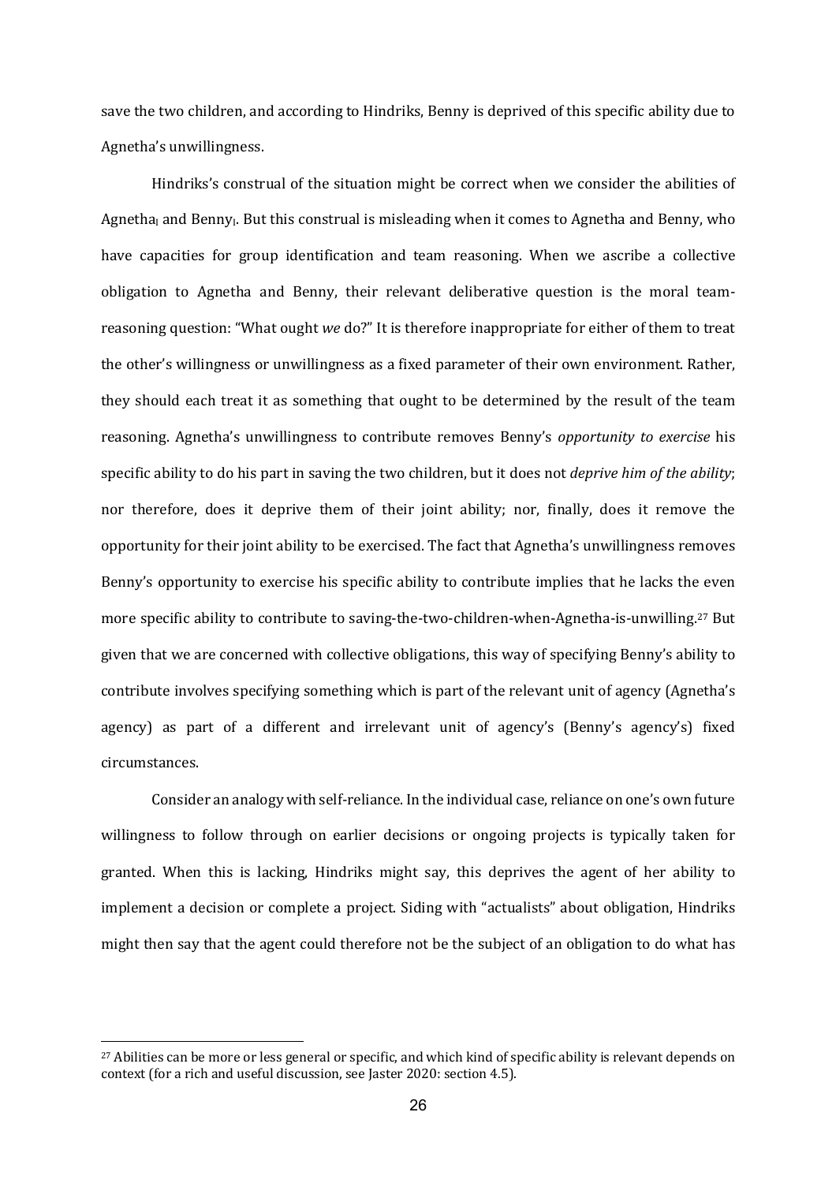save the two children, and according to Hindriks, Benny is deprived of this specific ability due to Agnetha's unwillingness.

Hindriks's construal of the situation might be correct when we consider the abilities of $\text{Agnetha}_I$ and $\text{Benny}_I$. But this construal is misleading when it comes to Agnetha and Benny, who have capacities for group identification and team reasoning. When we ascribe a collective obligation to Agnetha and Benny, their relevant deliberative question is the moral team-reasoning question: "What ought *we* do?" It is therefore inappropriate for either of them to treat the other's willingness or unwillingness as a fixed parameter of their own environment. Rather, they should each treat it as something that ought to be determined by the result of the team reasoning. Agnetha's unwillingness to contribute removes Benny's *opportunity to exercise* his specific ability to do his part in saving the two children, but it does not *deprive him of the ability*; nor therefore, does it deprive them of their joint ability; nor, finally, does it remove the opportunity for their joint ability to be exercised. The fact that Agnetha's unwillingness removes Benny's opportunity to exercise his specific ability to contribute implies that he lacks the even more specific ability to contribute to saving-the-two-children-when-Agnetha-is-unwilling.[27] But given that we are concerned with collective obligations, this way of specifying Benny's ability to contribute involves specifying something which is part of the relevant unit of agency (Agnetha's agency) as part of a different and irrelevant unit of agency's (Benny's agency's) fixed circumstances.

Consider an analogy with self-reliance. In the individual case, reliance on one's own future willingness to follow through on earlier decisions or ongoing projects is typically taken for granted. When this is lacking, Hindriks might say, this deprives the agent of her ability to implement a decision or complete a project. Siding with "actualists" about obligation, Hindriks might then say that the agent could therefore not be the subject of an obligation to do what has

[27] Abilities can be more or less general or specific, and which kind of specific ability is relevant depends on context (for a rich and useful discussion, see Jaster 2020: section 4.5).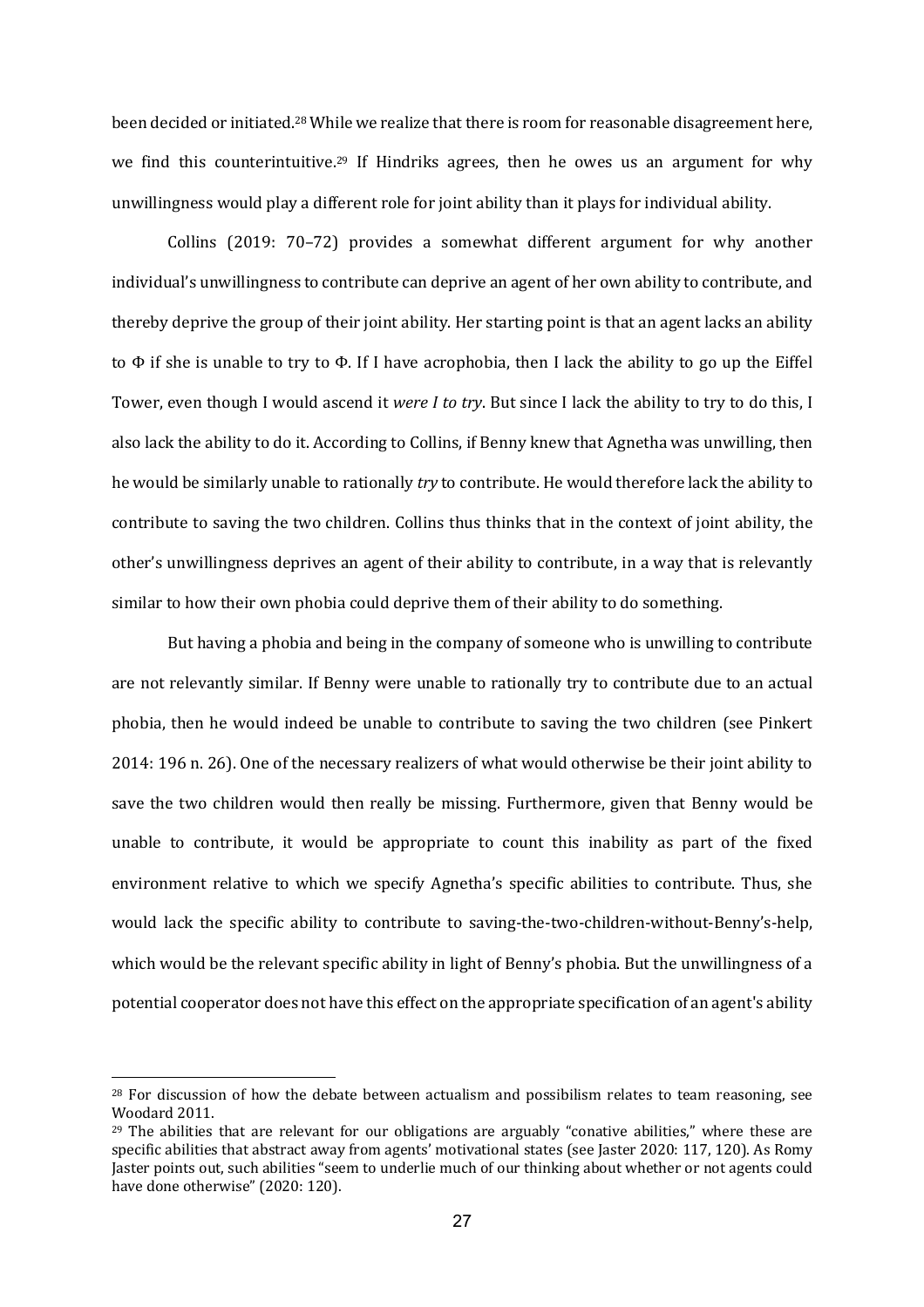been decided or initiated.[28] While we realize that there is room for reasonable disagreement here, we find this counterintuitive.[29] If Hindriks agrees, then he owes us an argument for why unwillingness would play a different role for joint ability than it plays for individual ability.

Collins (2019: 70–72) provides a somewhat different argument for why another individual's unwillingness to contribute can deprive an agent of her own ability to contribute, and thereby deprive the group of their joint ability. Her starting point is that an agent lacks an ability to Φ if she is unable to try to Φ. If I have acrophobia, then I lack the ability to go up the Eiffel Tower, even though I would ascend it *were I to try*. But since I lack the ability to try to do this, I also lack the ability to do it. According to Collins, if Benny knew that Agnetha was unwilling, then he would be similarly unable to rationally *try* to contribute. He would therefore lack the ability to contribute to saving the two children. Collins thus thinks that in the context of joint ability, the other's unwillingness deprives an agent of their ability to contribute, in a way that is relevantly similar to how their own phobia could deprive them of their ability to do something.

But having a phobia and being in the company of someone who is unwilling to contribute are not relevantly similar. If Benny were unable to rationally try to contribute due to an actual phobia, then he would indeed be unable to contribute to saving the two children (see Pinkert 2014: 196 n. 26). One of the necessary realizers of what would otherwise be their joint ability to save the two children would then really be missing. Furthermore, given that Benny would be unable to contribute, it would be appropriate to count this inability as part of the fixed environment relative to which we specify Agnetha's specific abilities to contribute. Thus, she would lack the specific ability to contribute to saving-the-two-children-without-Benny's-help, which would be the relevant specific ability in light of Benny's phobia. But the unwillingness of a potential cooperator does not have this effect on the appropriate specification of an agent's ability

---

[28] For discussion of how the debate between actualism and possibilism relates to team reasoning, see Woodard 2011.

[29] The abilities that are relevant for our obligations are arguably "conative abilities," where these are specific abilities that abstract away from agents' motivational states (see Jaster 2020: 117, 120). As Romy Jaster points out, such abilities "seem to underlie much of our thinking about whether or not agents could have done otherwise" (2020: 120).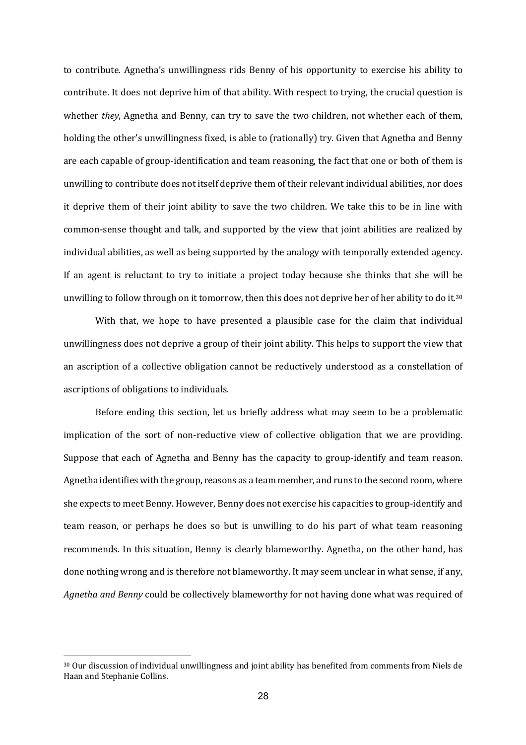to contribute. Agnetha's unwillingness rids Benny of his opportunity to exercise his ability to contribute. It does not deprive him of that ability. With respect to trying, the crucial question is whether *they*, Agnetha and Benny, can try to save the two children, not whether each of them, holding the other's unwillingness fixed, is able to (rationally) try. Given that Agnetha and Benny are each capable of group-identification and team reasoning, the fact that one or both of them is unwilling to contribute does not itself deprive them of their relevant individual abilities, nor does it deprive them of their joint ability to save the two children. We take this to be in line with common-sense thought and talk, and supported by the view that joint abilities are realized by individual abilities, as well as being supported by the analogy with temporally extended agency. If an agent is reluctant to try to initiate a project today because she thinks that she will be unwilling to follow through on it tomorrow, then this does not deprive her of her ability to do it.[30]

With that, we hope to have presented a plausible case for the claim that individual unwillingness does not deprive a group of their joint ability. This helps to support the view that an ascription of a collective obligation cannot be reductively understood as a constellation of ascriptions of obligations to individuals.

Before ending this section, let us briefly address what may seem to be a problematic implication of the sort of non-reductive view of collective obligation that we are providing. Suppose that each of Agnetha and Benny has the capacity to group-identify and team reason. Agnetha identifies with the group, reasons as a team member, and runs to the second room, where she expects to meet Benny. However, Benny does not exercise his capacities to group-identify and team reason, or perhaps he does so but is unwilling to do his part of what team reasoning recommends. In this situation, Benny is clearly blameworthy. Agnetha, on the other hand, has done nothing wrong and is therefore not blameworthy. It may seem unclear in what sense, if any, *Agnetha and Benny* could be collectively blameworthy for not having done what was required of

[30] Our discussion of individual unwillingness and joint ability has benefited from comments from Niels de Haan and Stephanie Collins.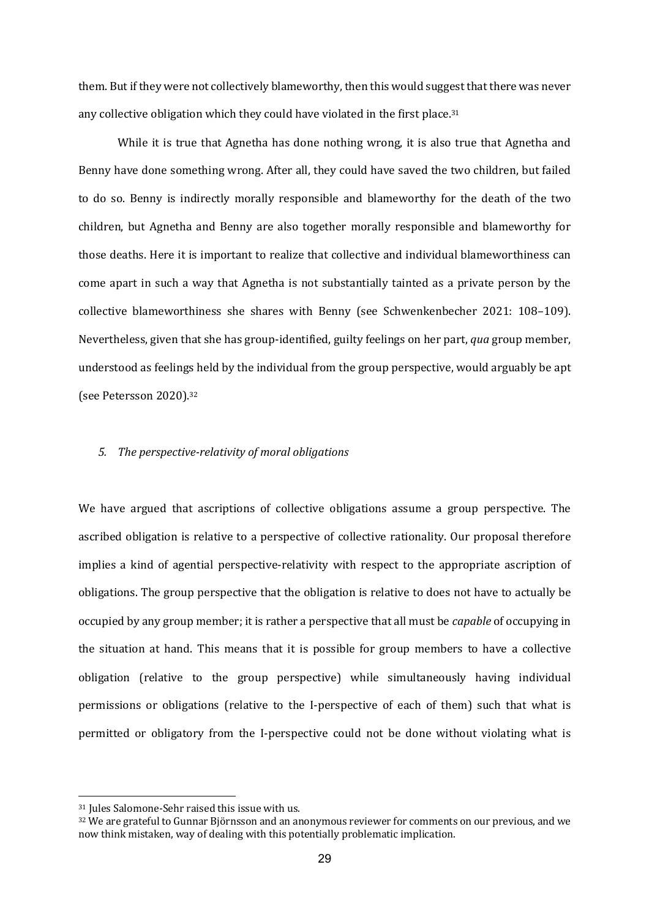them. But if they were not collectively blameworthy, then this would suggest that there was never any collective obligation which they could have violated in the first place.[31]

While it is true that Agnetha has done nothing wrong, it is also true that Agnetha and Benny have done something wrong. After all, they could have saved the two children, but failed to do so. Benny is indirectly morally responsible and blameworthy for the death of the two children, but Agnetha and Benny are also together morally responsible and blameworthy for those deaths. Here it is important to realize that collective and individual blameworthiness can come apart in such a way that Agnetha is not substantially tainted as a private person by the collective blameworthiness she shares with Benny (see Schwenkenbecher 2021: 108–109). Nevertheless, given that she has group-identified, guilty feelings on her part, *qua* group member, understood as feelings held by the individual from the group perspective, would arguably be apt (see Petersson 2020).[32]

## *5. The perspective-relativity of moral obligations*

We have argued that ascriptions of collective obligations assume a group perspective. The ascribed obligation is relative to a perspective of collective rationality. Our proposal therefore implies a kind of agential perspective-relativity with respect to the appropriate ascription of obligations. The group perspective that the obligation is relative to does not have to actually be occupied by any group member; it is rather a perspective that all must be *capable* of occupying in the situation at hand. This means that it is possible for group members to have a collective obligation (relative to the group perspective) while simultaneously having individual permissions or obligations (relative to the I-perspective of each of them) such that what is permitted or obligatory from the I-perspective could not be done without violating what is

[31] Jules Salomone-Sehr raised this issue with us.

[32] We are grateful to Gunnar Björnsson and an anonymous reviewer for comments on our previous, and we now think mistaken, way of dealing with this potentially problematic implication.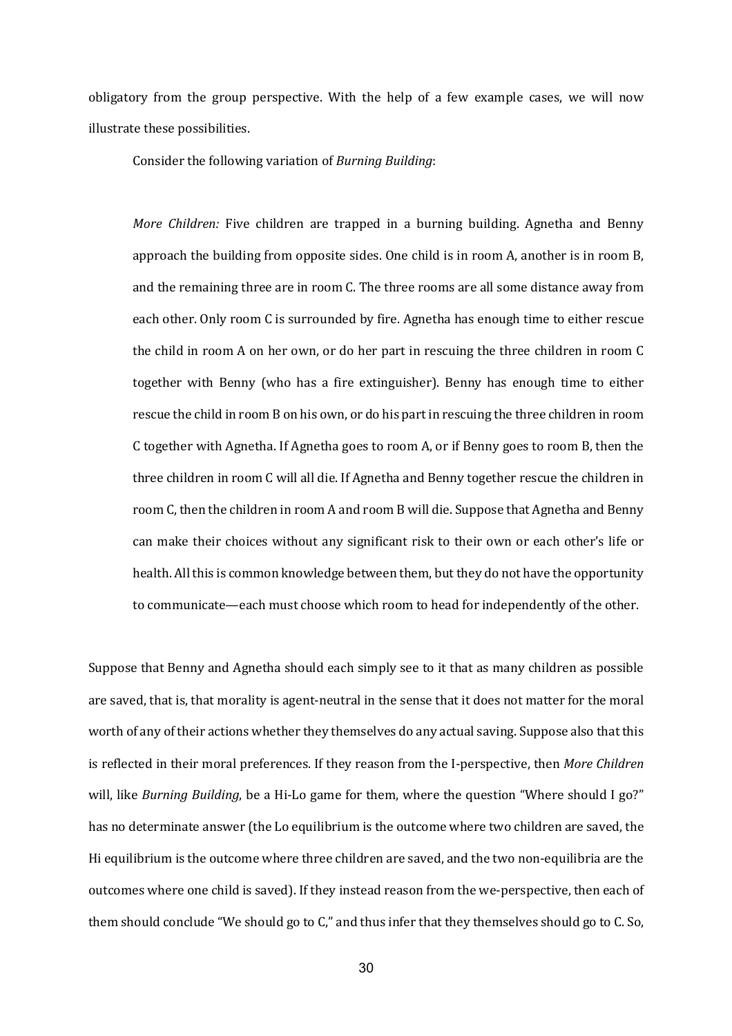obligatory from the group perspective. With the help of a few example cases, we will now illustrate these possibilities.

Consider the following variation of *Burning Building*:

> *More Children:* Five children are trapped in a burning building. Agnetha and Benny approach the building from opposite sides. One child is in room A, another is in room B, and the remaining three are in room C. The three rooms are all some distance away from each other. Only room C is surrounded by fire. Agnetha has enough time to either rescue the child in room A on her own, or do her part in rescuing the three children in room C together with Benny (who has a fire extinguisher). Benny has enough time to either rescue the child in room B on his own, or do his part in rescuing the three children in room C together with Agnetha. If Agnetha goes to room A, or if Benny goes to room B, then the three children in room C will all die. If Agnetha and Benny together rescue the children in room C, then the children in room A and room B will die. Suppose that Agnetha and Benny can make their choices without any significant risk to their own or each other's life or health. All this is common knowledge between them, but they do not have the opportunity to communicate—each must choose which room to head for independently of the other.

Suppose that Benny and Agnetha should each simply see to it that as many children as possible are saved, that is, that morality is agent-neutral in the sense that it does not matter for the moral worth of any of their actions whether they themselves do any actual saving. Suppose also that this is reflected in their moral preferences. If they reason from the I-perspective, then *More Children* will, like *Burning Building*, be a Hi-Lo game for them, where the question "Where should I go?" has no determinate answer (the Lo equilibrium is the outcome where two children are saved, the Hi equilibrium is the outcome where three children are saved, and the two non-equilibria are the outcomes where one child is saved). If they instead reason from the we-perspective, then each of them should conclude "We should go to C," and thus infer that they themselves should go to C. So,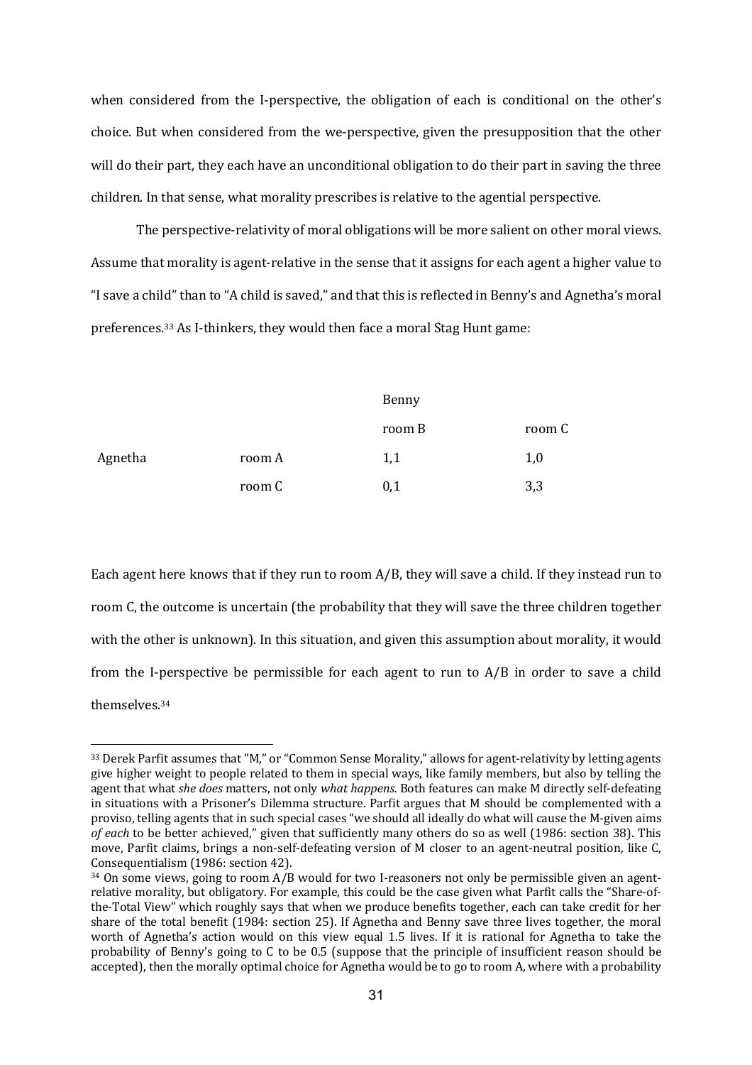when considered from the I-perspective, the obligation of each is conditional on the other's choice. But when considered from the we-perspective, given the presupposition that the other will do their part, they each have an unconditional obligation to do their part in saving the three children. In that sense, what morality prescribes is relative to the agential perspective.

The perspective-relativity of moral obligations will be more salient on other moral views. Assume that morality is agent-relative in the sense that it assigns for each agent a higher value to "I save a child" than to "A child is saved," and that this is reflected in Benny's and Agnetha's moral preferences.[33] As I-thinkers, they would then face a moral Stag Hunt game:

| | | Benny | |
|---|---|---|---|
| | | room B | room C |
| Agnetha | room A | 1,1 | 1,0 |
| | room C | 0,1 | 3,3 |

Each agent here knows that if they run to room A/B, they will save a child. If they instead run to room C, the outcome is uncertain (the probability that they will save the three children together with the other is unknown). In this situation, and given this assumption about morality, it would from the I-perspective be permissible for each agent to run to A/B in order to save a child themselves.[34]

---

[33] Derek Parfit assumes that "M," or "Common Sense Morality," allows for agent-relativity by letting agents give higher weight to people related to them in special ways, like family members, but also by telling the agent that what *she does* matters, not only *what happens*. Both features can make M directly self-defeating in situations with a Prisoner's Dilemma structure. Parfit argues that M should be complemented with a proviso, telling agents that in such special cases "we should all ideally do what will cause the M-given aims *of each* to be better achieved," given that sufficiently many others do so as well (1986: section 38). This move, Parfit claims, brings a non-self-defeating version of M closer to an agent-neutral position, like C, Consequentialism (1986: section 42).

[34] On some views, going to room A/B would for two I-reasoners not only be permissible given an agent-relative morality, but obligatory. For example, this could be the case given what Parfit calls the "Share-of-the-Total View" which roughly says that when we produce benefits together, each can take credit for her share of the total benefit (1984: section 25). If Agnetha and Benny save three lives together, the moral worth of Agnetha's action would on this view equal 1.5 lives. If it is rational for Agnetha to take the probability of Benny's going to C to be 0.5 (suppose that the principle of insufficient reason should be accepted), then the morally optimal choice for Agnetha would be to go to room A, where with a probability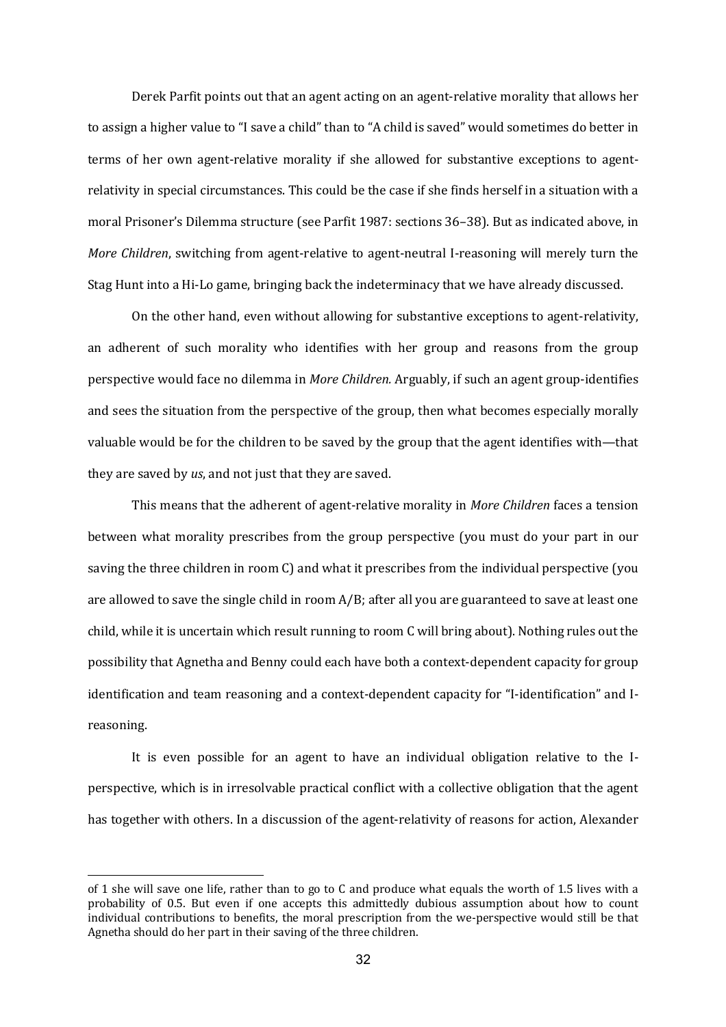Derek Parfit points out that an agent acting on an agent-relative morality that allows her to assign a higher value to "I save a child" than to "A child is saved" would sometimes do better in terms of her own agent-relative morality if she allowed for substantive exceptions to agent-relativity in special circumstances. This could be the case if she finds herself in a situation with a moral Prisoner's Dilemma structure (see Parfit 1987: sections 36–38). But as indicated above, in *More Children*, switching from agent-relative to agent-neutral I-reasoning will merely turn the Stag Hunt into a Hi-Lo game, bringing back the indeterminacy that we have already discussed.

On the other hand, even without allowing for substantive exceptions to agent-relativity, an adherent of such morality who identifies with her group and reasons from the group perspective would face no dilemma in *More Children.* Arguably, if such an agent group-identifies and sees the situation from the perspective of the group, then what becomes especially morally valuable would be for the children to be saved by the group that the agent identifies with—that they are saved by *us*, and not just that they are saved.

This means that the adherent of agent-relative morality in *More Children* faces a tension between what morality prescribes from the group perspective (you must do your part in our saving the three children in room C) and what it prescribes from the individual perspective (you are allowed to save the single child in room A/B; after all you are guaranteed to save at least one child, while it is uncertain which result running to room C will bring about). Nothing rules out the possibility that Agnetha and Benny could each have both a context-dependent capacity for group identification and team reasoning and a context-dependent capacity for "I-identification" and I-reasoning.

It is even possible for an agent to have an individual obligation relative to the I-perspective, which is in irresolvable practical conflict with a collective obligation that the agent has together with others. In a discussion of the agent-relativity of reasons for action, Alexander

---

of 1 she will save one life, rather than to go to C and produce what equals the worth of 1.5 lives with a probability of 0.5. But even if one accepts this admittedly dubious assumption about how to count individual contributions to benefits, the moral prescription from the we-perspective would still be that Agnetha should do her part in their saving of the three children.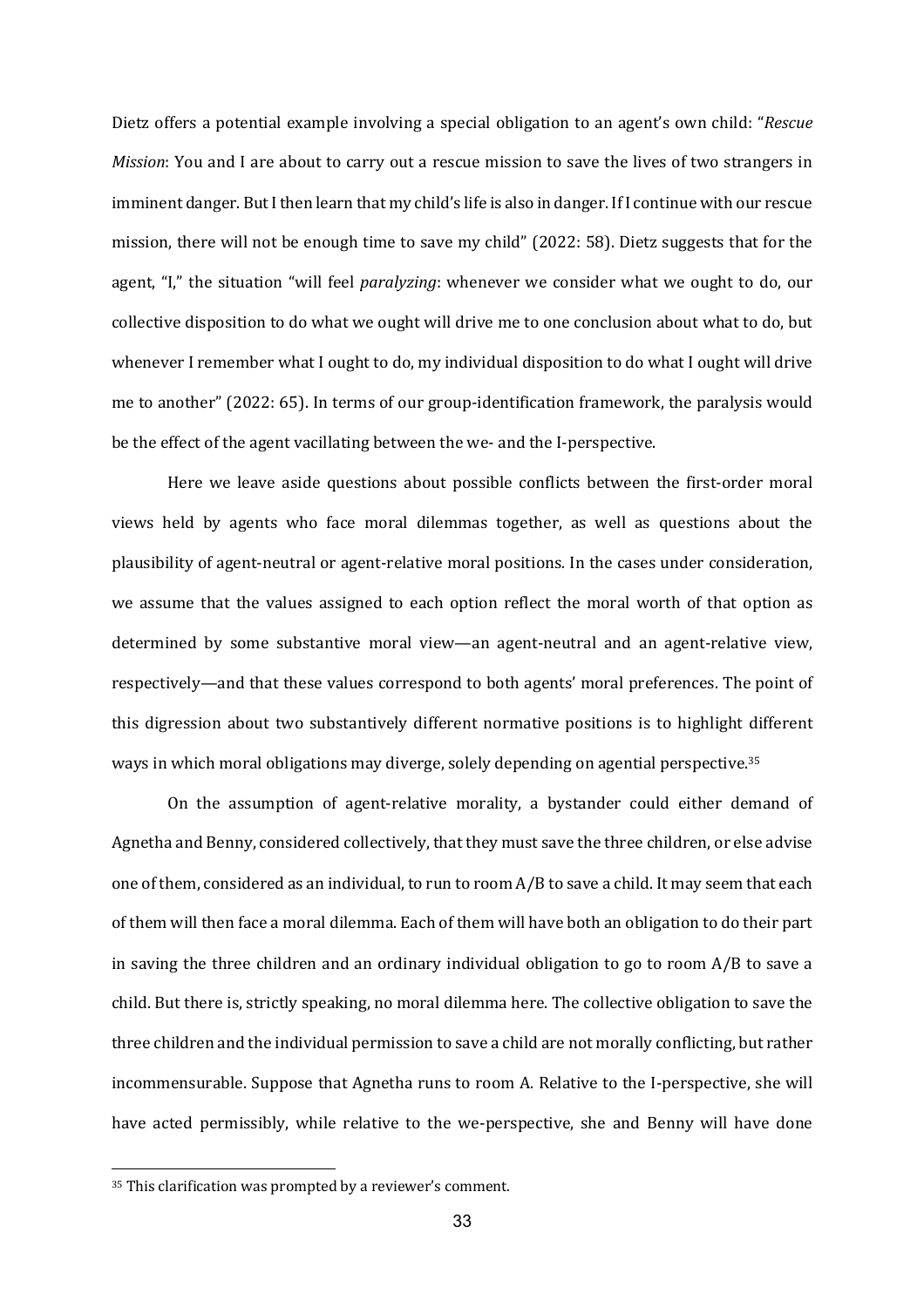Dietz offers a potential example involving a special obligation to an agent's own child: "*Rescue Mission*: You and I are about to carry out a rescue mission to save the lives of two strangers in imminent danger. But I then learn that my child's life is also in danger. If I continue with our rescue mission, there will not be enough time to save my child" (2022: 58). Dietz suggests that for the agent, "I," the situation "will feel *paralyzing*: whenever we consider what we ought to do, our collective disposition to do what we ought will drive me to one conclusion about what to do, but whenever I remember what I ought to do, my individual disposition to do what I ought will drive me to another" (2022: 65). In terms of our group-identification framework, the paralysis would be the effect of the agent vacillating between the we- and the I-perspective.

Here we leave aside questions about possible conflicts between the first-order moral views held by agents who face moral dilemmas together, as well as questions about the plausibility of agent-neutral or agent-relative moral positions. In the cases under consideration, we assume that the values assigned to each option reflect the moral worth of that option as determined by some substantive moral view—an agent-neutral and an agent-relative view, respectively—and that these values correspond to both agents' moral preferences. The point of this digression about two substantively different normative positions is to highlight different ways in which moral obligations may diverge, solely depending on agential perspective.[35]

On the assumption of agent-relative morality, a bystander could either demand of Agnetha and Benny, considered collectively, that they must save the three children, or else advise one of them, considered as an individual, to run to room A/B to save a child. It may seem that each of them will then face a moral dilemma. Each of them will have both an obligation to do their part in saving the three children and an ordinary individual obligation to go to room A/B to save a child. But there is, strictly speaking, no moral dilemma here. The collective obligation to save the three children and the individual permission to save a child are not morally conflicting, but rather incommensurable. Suppose that Agnetha runs to room A. Relative to the I-perspective, she will have acted permissibly, while relative to the we-perspective, she and Benny will have done

---

[35] This clarification was prompted by a reviewer's comment.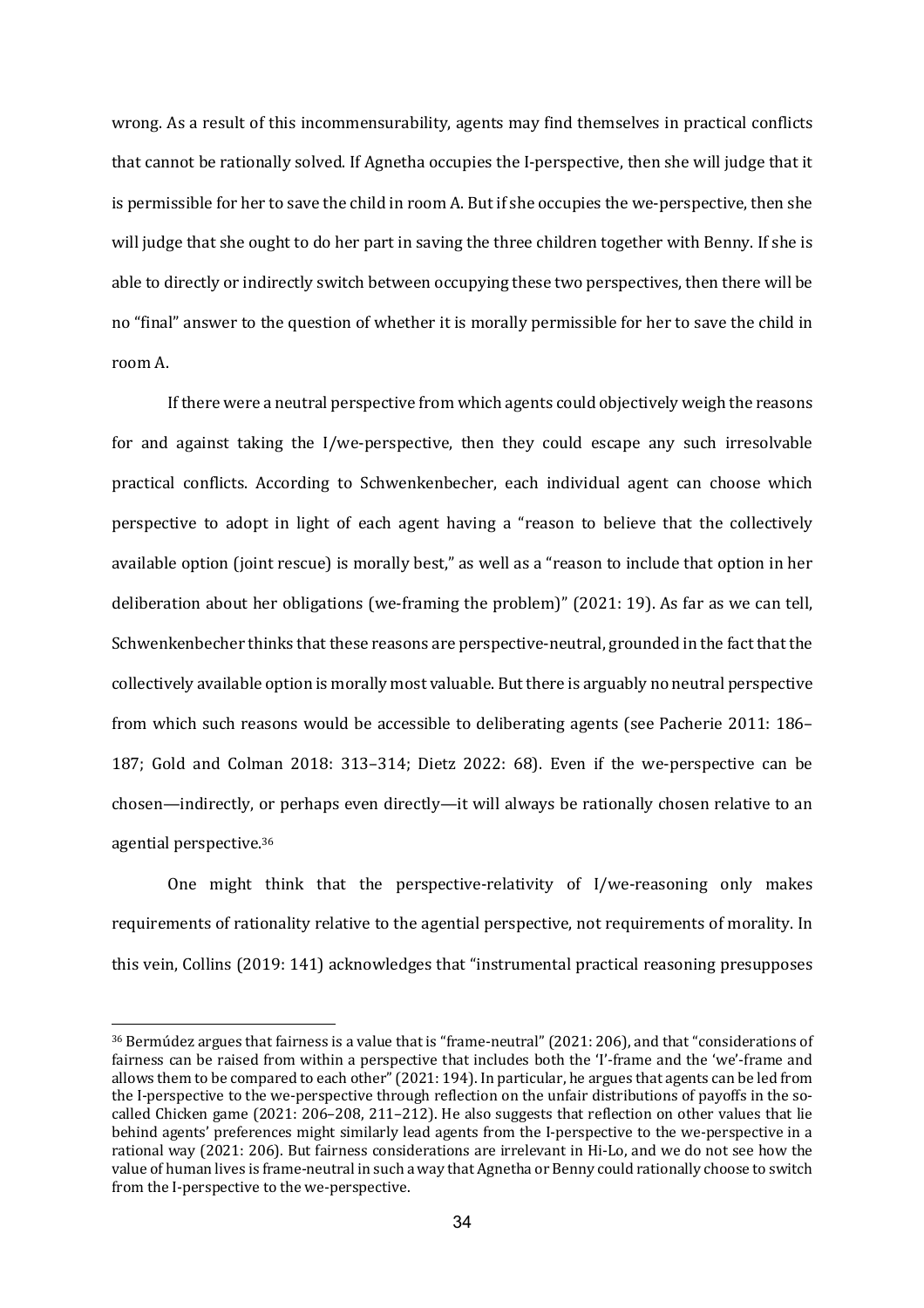wrong. As a result of this incommensurability, agents may find themselves in practical conflicts that cannot be rationally solved. If Agnetha occupies the I-perspective, then she will judge that it is permissible for her to save the child in room A. But if she occupies the we-perspective, then she will judge that she ought to do her part in saving the three children together with Benny. If she is able to directly or indirectly switch between occupying these two perspectives, then there will be no "final" answer to the question of whether it is morally permissible for her to save the child in room A.

If there were a neutral perspective from which agents could objectively weigh the reasons for and against taking the I/we-perspective, then they could escape any such irresolvable practical conflicts. According to Schwenkenbecher, each individual agent can choose which perspective to adopt in light of each agent having a "reason to believe that the collectively available option (joint rescue) is morally best," as well as a "reason to include that option in her deliberation about her obligations (we-framing the problem)" (2021: 19). As far as we can tell, Schwenkenbecher thinks that these reasons are perspective-neutral, grounded in the fact that the collectively available option is morally most valuable. But there is arguably no neutral perspective from which such reasons would be accessible to deliberating agents (see Pacherie 2011: 186–187; Gold and Colman 2018: 313–314; Dietz 2022: 68). Even if the we-perspective can be chosen—indirectly, or perhaps even directly—it will always be rationally chosen relative to an agential perspective.[36]

One might think that the perspective-relativity of I/we-reasoning only makes requirements of rationality relative to the agential perspective, not requirements of morality. In this vein, Collins (2019: 141) acknowledges that "instrumental practical reasoning presupposes

[36] Bermúdez argues that fairness is a value that is "frame-neutral" (2021: 206), and that "considerations of fairness can be raised from within a perspective that includes both the 'I'-frame and the 'we'-frame and allows them to be compared to each other" (2021: 194). In particular, he argues that agents can be led from the I-perspective to the we-perspective through reflection on the unfair distributions of payoffs in the so-called Chicken game (2021: 206–208, 211–212). He also suggests that reflection on other values that lie behind agents' preferences might similarly lead agents from the I-perspective to the we-perspective in a rational way (2021: 206). But fairness considerations are irrelevant in Hi-Lo, and we do not see how the value of human lives is frame-neutral in such a way that Agnetha or Benny could rationally choose to switch from the I-perspective to the we-perspective.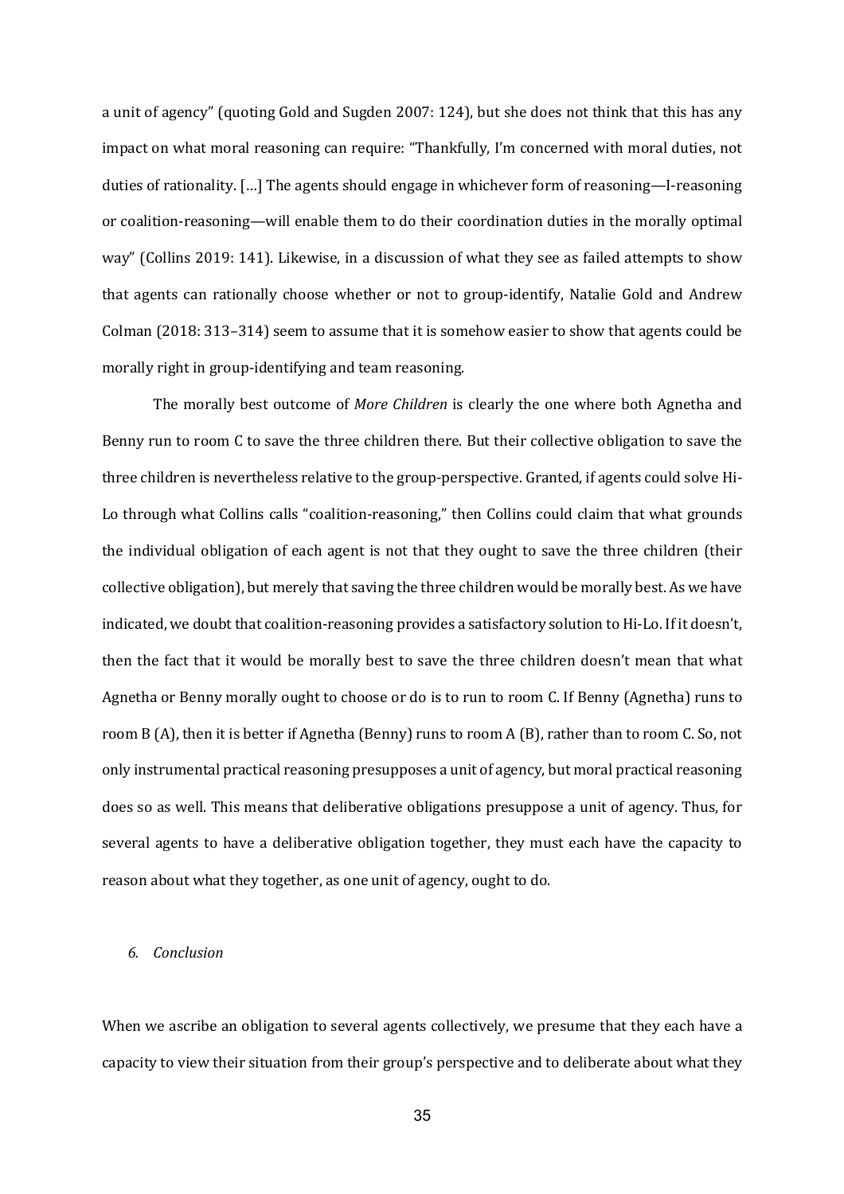a unit of agency" (quoting Gold and Sugden 2007: 124), but she does not think that this has any impact on what moral reasoning can require: "Thankfully, I'm concerned with moral duties, not duties of rationality. […] The agents should engage in whichever form of reasoning—I-reasoning or coalition-reasoning—will enable them to do their coordination duties in the morally optimal way" (Collins 2019: 141). Likewise, in a discussion of what they see as failed attempts to show that agents can rationally choose whether or not to group-identify, Natalie Gold and Andrew Colman (2018: 313–314) seem to assume that it is somehow easier to show that agents could be morally right in group-identifying and team reasoning.

The morally best outcome of *More Children* is clearly the one where both Agnetha and Benny run to room C to save the three children there. But their collective obligation to save the three children is nevertheless relative to the group-perspective. Granted, if agents could solve Hi-Lo through what Collins calls "coalition-reasoning," then Collins could claim that what grounds the individual obligation of each agent is not that they ought to save the three children (their collective obligation), but merely that saving the three children would be morally best. As we have indicated, we doubt that coalition-reasoning provides a satisfactory solution to Hi-Lo. If it doesn't, then the fact that it would be morally best to save the three children doesn't mean that what Agnetha or Benny morally ought to choose or do is to run to room C. If Benny (Agnetha) runs to room B (A), then it is better if Agnetha (Benny) runs to room A (B), rather than to room C. So, not only instrumental practical reasoning presupposes a unit of agency, but moral practical reasoning does so as well. This means that deliberative obligations presuppose a unit of agency. Thus, for several agents to have a deliberative obligation together, they must each have the capacity to reason about what they together, as one unit of agency, ought to do.

## *6. Conclusion*

When we ascribe an obligation to several agents collectively, we presume that they each have a capacity to view their situation from their group's perspective and to deliberate about what they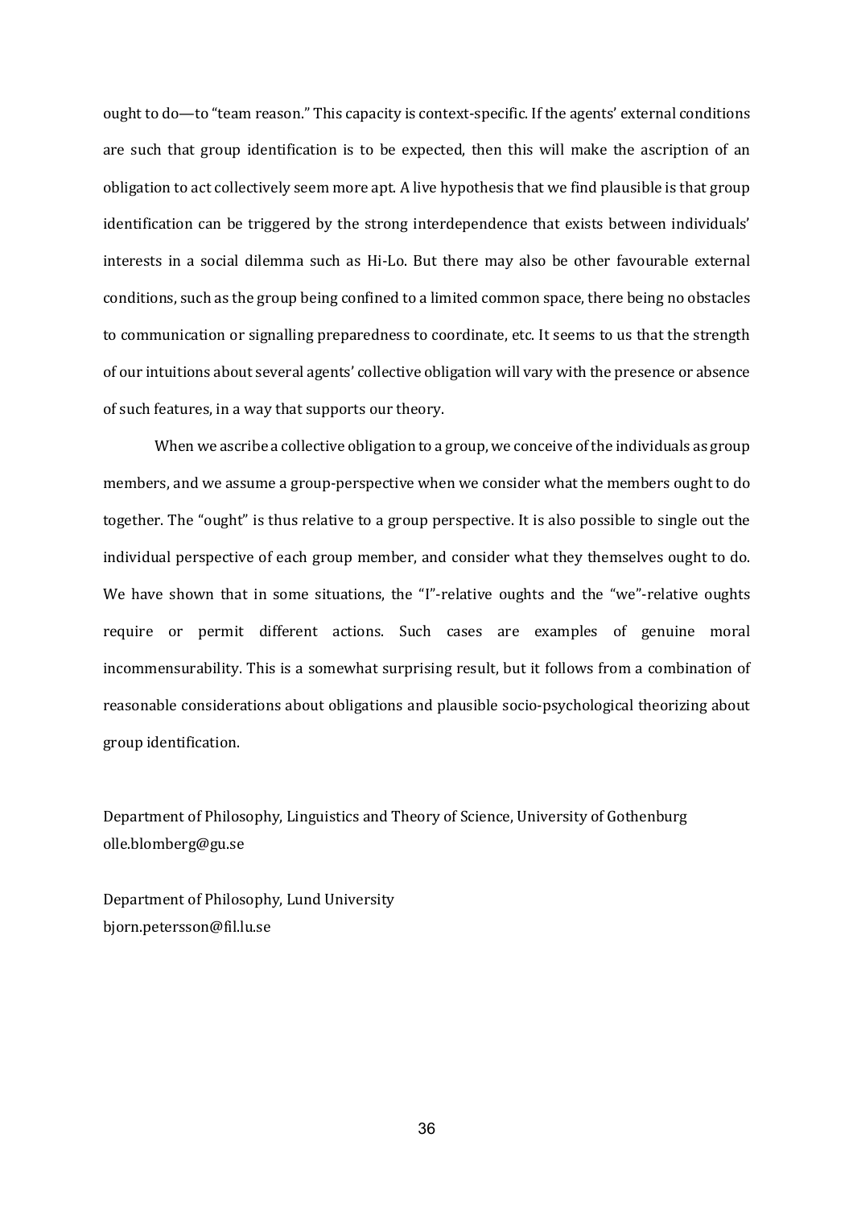ought to do—to "team reason." This capacity is context-specific. If the agents' external conditions are such that group identification is to be expected, then this will make the ascription of an obligation to act collectively seem more apt. A live hypothesis that we find plausible is that group identification can be triggered by the strong interdependence that exists between individuals' interests in a social dilemma such as Hi-Lo. But there may also be other favourable external conditions, such as the group being confined to a limited common space, there being no obstacles to communication or signalling preparedness to coordinate, etc. It seems to us that the strength of our intuitions about several agents' collective obligation will vary with the presence or absence of such features, in a way that supports our theory.

When we ascribe a collective obligation to a group, we conceive of the individuals as group members, and we assume a group-perspective when we consider what the members ought to do together. The "ought" is thus relative to a group perspective. It is also possible to single out the individual perspective of each group member, and consider what they themselves ought to do. We have shown that in some situations, the "I"-relative oughts and the "we"-relative oughts require or permit different actions. Such cases are examples of genuine moral incommensurability. This is a somewhat surprising result, but it follows from a combination of reasonable considerations about obligations and plausible socio-psychological theorizing about group identification.

Department of Philosophy, Linguistics and Theory of Science, University of Gothenburg
olle.blomberg@gu.se

Department of Philosophy, Lund University
bjorn.petersson@fil.lu.se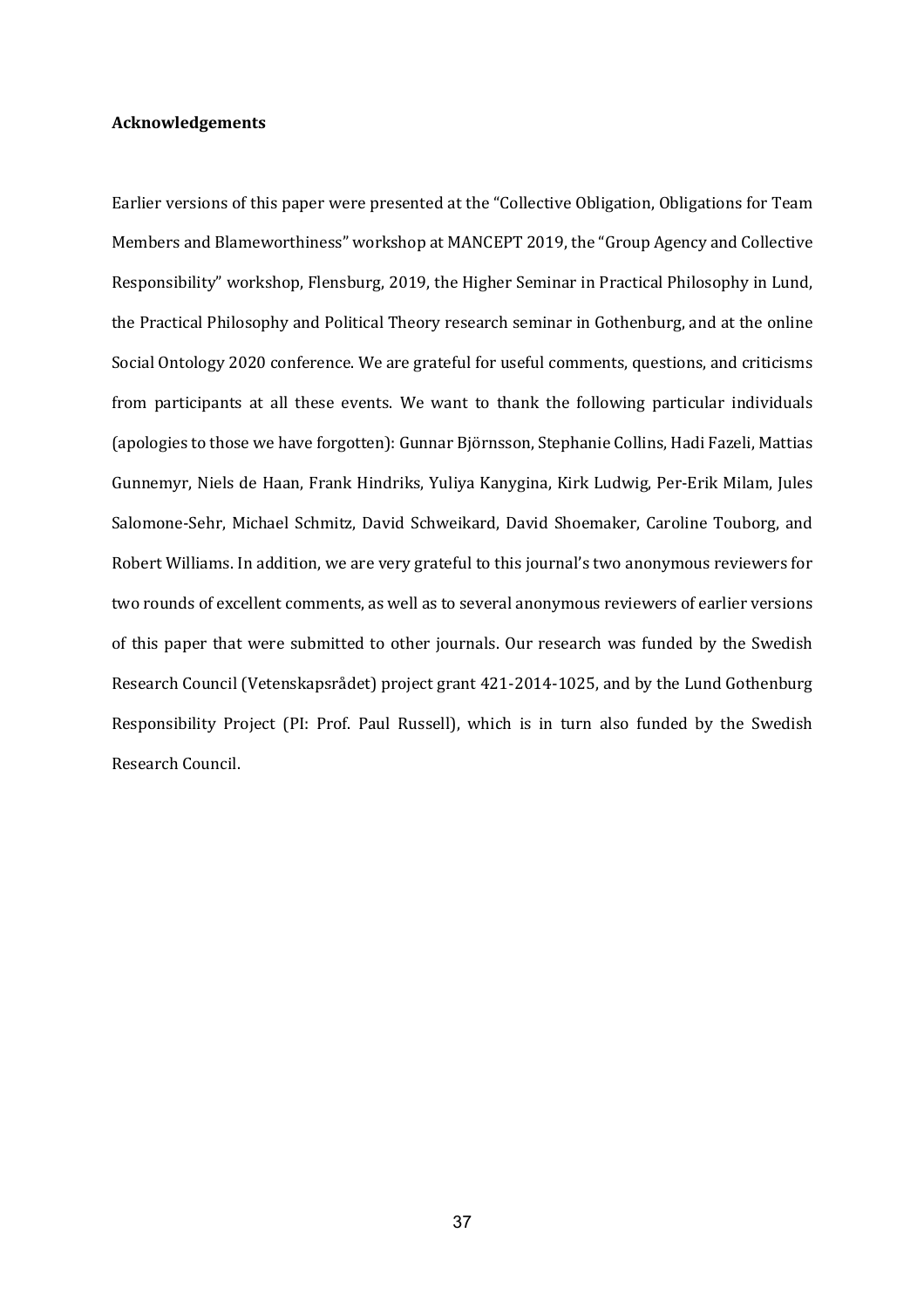**Acknowledgements**

Earlier versions of this paper were presented at the "Collective Obligation, Obligations for Team Members and Blameworthiness" workshop at MANCEPT 2019, the "Group Agency and Collective Responsibility" workshop, Flensburg, 2019, the Higher Seminar in Practical Philosophy in Lund, the Practical Philosophy and Political Theory research seminar in Gothenburg, and at the online Social Ontology 2020 conference. We are grateful for useful comments, questions, and criticisms from participants at all these events. We want to thank the following particular individuals (apologies to those we have forgotten): Gunnar Björnsson, Stephanie Collins, Hadi Fazeli, Mattias Gunnemyr, Niels de Haan, Frank Hindriks, Yuliya Kanygina, Kirk Ludwig, Per-Erik Milam, Jules Salomone-Sehr, Michael Schmitz, David Schweikard, David Shoemaker, Caroline Touborg, and Robert Williams. In addition, we are very grateful to this journal's two anonymous reviewers for two rounds of excellent comments, as well as to several anonymous reviewers of earlier versions of this paper that were submitted to other journals. Our research was funded by the Swedish Research Council (Vetenskapsrådet) project grant 421-2014-1025, and by the Lund Gothenburg Responsibility Project (PI: Prof. Paul Russell), which is in turn also funded by the Swedish Research Council.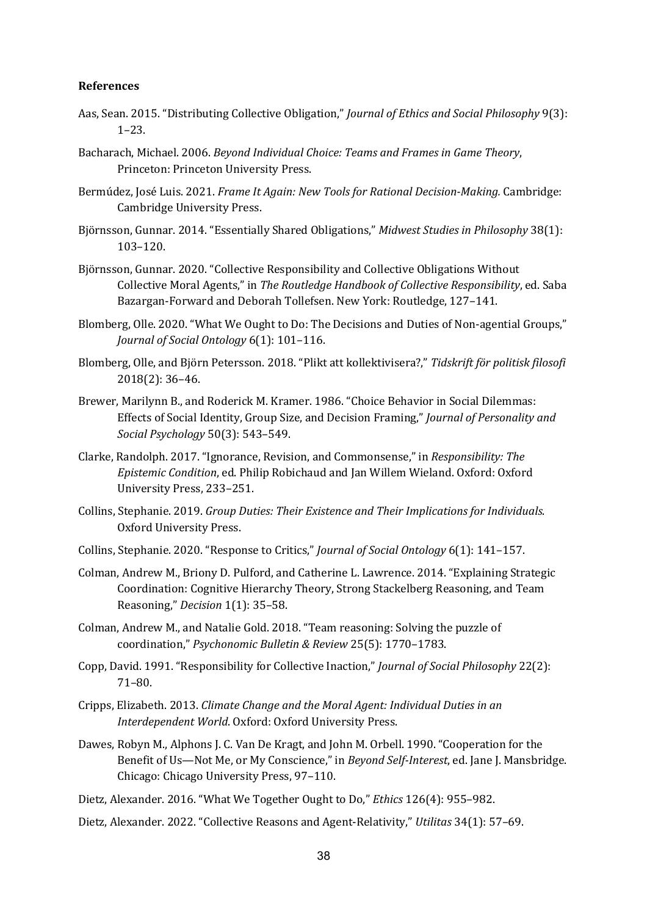**References**

Aas, Sean. 2015. "Distributing Collective Obligation," *Journal of Ethics and Social Philosophy* 9(3): 1–23.

Bacharach, Michael. 2006. *Beyond Individual Choice: Teams and Frames in Game Theory*, Princeton: Princeton University Press.

Bermúdez, José Luis. 2021. *Frame It Again: New Tools for Rational Decision-Making.* Cambridge: Cambridge University Press.

Björnsson, Gunnar. 2014. "Essentially Shared Obligations," *Midwest Studies in Philosophy* 38(1): 103–120.

Björnsson, Gunnar. 2020. "Collective Responsibility and Collective Obligations Without Collective Moral Agents," in *The Routledge Handbook of Collective Responsibility*, ed. Saba Bazargan-Forward and Deborah Tollefsen. New York: Routledge, 127–141.

Blomberg, Olle. 2020. "What We Ought to Do: The Decisions and Duties of Non-agential Groups," *Journal of Social Ontology* 6(1): 101–116.

Blomberg, Olle, and Björn Petersson. 2018. "Plikt att kollektivisera?," *Tidskrift för politisk filosofi* 2018(2): 36–46.

Brewer, Marilynn B., and Roderick M. Kramer. 1986. "Choice Behavior in Social Dilemmas: Effects of Social Identity, Group Size, and Decision Framing," *Journal of Personality and Social Psychology* 50(3): 543–549.

Clarke, Randolph. 2017. "Ignorance, Revision, and Commonsense," in *Responsibility: The Epistemic Condition*, ed. Philip Robichaud and Jan Willem Wieland. Oxford: Oxford University Press, 233–251.

Collins, Stephanie. 2019. *Group Duties: Their Existence and Their Implications for Individuals*. Oxford University Press.

Collins, Stephanie. 2020. "Response to Critics," *Journal of Social Ontology* 6(1): 141–157.

Colman, Andrew M., Briony D. Pulford, and Catherine L. Lawrence. 2014. "Explaining Strategic Coordination: Cognitive Hierarchy Theory, Strong Stackelberg Reasoning, and Team Reasoning," *Decision* 1(1): 35–58.

Colman, Andrew M., and Natalie Gold. 2018. "Team reasoning: Solving the puzzle of coordination," *Psychonomic Bulletin & Review* 25(5): 1770–1783.

Copp, David. 1991. "Responsibility for Collective Inaction," *Journal of Social Philosophy* 22(2): 71–80.

Cripps, Elizabeth. 2013. *Climate Change and the Moral Agent: Individual Duties in an Interdependent World*. Oxford: Oxford University Press.

Dawes, Robyn M., Alphons J. C. Van De Kragt, and John M. Orbell. 1990. "Cooperation for the Benefit of Us—Not Me, or My Conscience," in *Beyond Self-Interest*, ed. Jane J. Mansbridge. Chicago: Chicago University Press, 97–110.

Dietz, Alexander. 2016. "What We Together Ought to Do," *Ethics* 126(4): 955–982.

Dietz, Alexander. 2022. "Collective Reasons and Agent-Relativity," *Utilitas* 34(1): 57–69.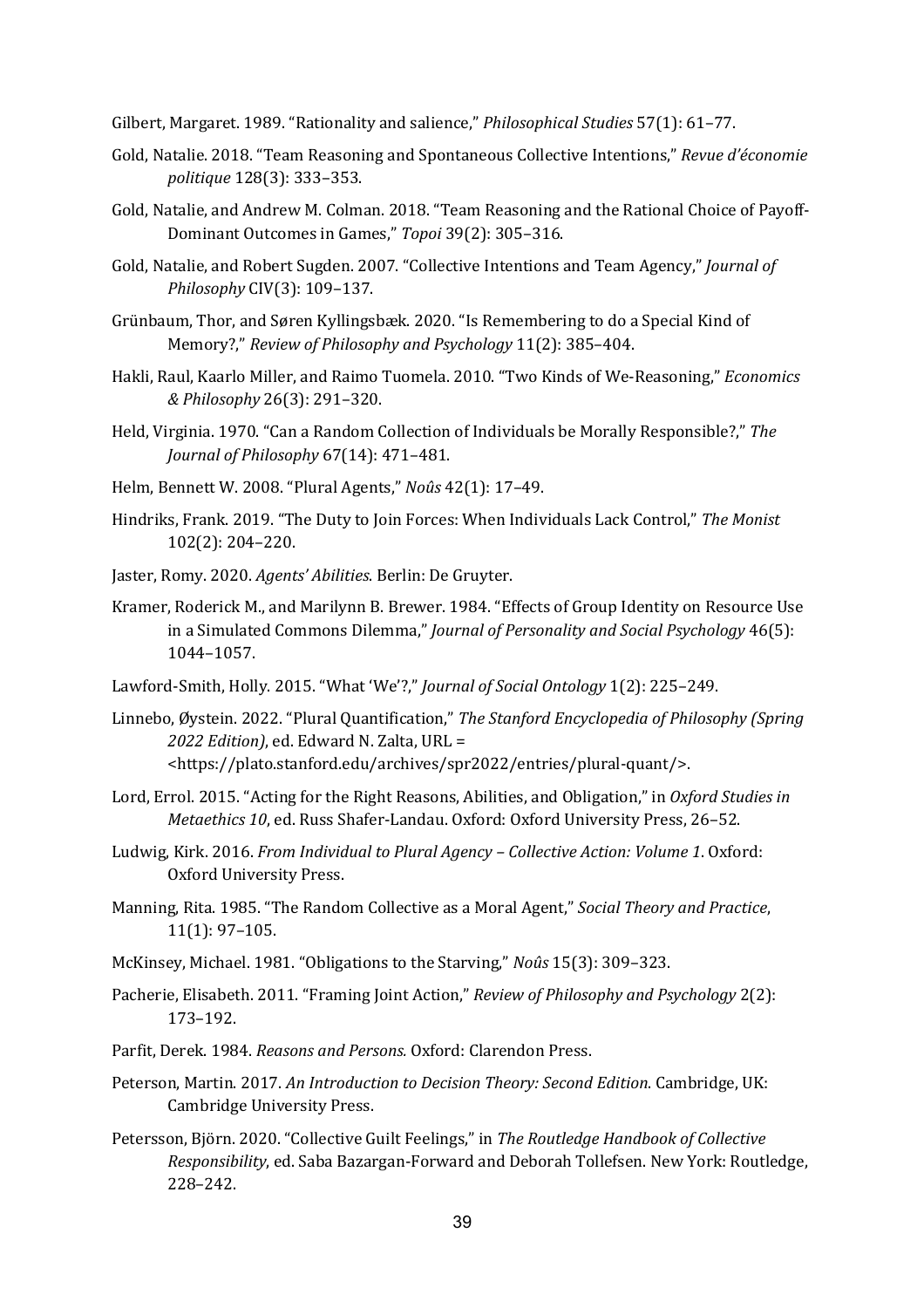Gilbert, Margaret. 1989. "Rationality and salience," *Philosophical Studies* 57(1): 61–77.

Gold, Natalie. 2018. "Team Reasoning and Spontaneous Collective Intentions," *Revue d'économie politique* 128(3): 333–353.

Gold, Natalie, and Andrew M. Colman. 2018. "Team Reasoning and the Rational Choice of Payoff-Dominant Outcomes in Games," *Topoi* 39(2): 305–316.

Gold, Natalie, and Robert Sugden. 2007. "Collective Intentions and Team Agency," *Journal of Philosophy* CIV(3): 109–137.

Grünbaum, Thor, and Søren Kyllingsbæk. 2020. "Is Remembering to do a Special Kind of Memory?," *Review of Philosophy and Psychology* 11(2): 385–404.

Hakli, Raul, Kaarlo Miller, and Raimo Tuomela. 2010. "Two Kinds of We-Reasoning," *Economics & Philosophy* 26(3): 291–320.

Held, Virginia. 1970. "Can a Random Collection of Individuals be Morally Responsible?," *The Journal of Philosophy* 67(14): 471–481.

Helm, Bennett W. 2008. "Plural Agents," *Noûs* 42(1): 17–49.

Hindriks, Frank. 2019. "The Duty to Join Forces: When Individuals Lack Control," *The Monist* 102(2): 204–220.

Jaster, Romy. 2020. *Agents' Abilities*. Berlin: De Gruyter.

Kramer, Roderick M., and Marilynn B. Brewer. 1984. "Effects of Group Identity on Resource Use in a Simulated Commons Dilemma," *Journal of Personality and Social Psychology* 46(5): 1044–1057.

Lawford-Smith, Holly. 2015. "What 'We'?," *Journal of Social Ontology* 1(2): 225–249.

Linnebo, Øystein. 2022. "Plural Quantification," *The Stanford Encyclopedia of Philosophy (Spring 2022 Edition)*, ed. Edward N. Zalta, URL = <https://plato.stanford.edu/archives/spr2022/entries/plural-quant/>.

Lord, Errol. 2015. "Acting for the Right Reasons, Abilities, and Obligation," in *Oxford Studies in Metaethics 10*, ed. Russ Shafer-Landau. Oxford: Oxford University Press, 26–52.

Ludwig, Kirk. 2016. *From Individual to Plural Agency – Collective Action: Volume 1*. Oxford: Oxford University Press.

Manning, Rita. 1985. "The Random Collective as a Moral Agent," *Social Theory and Practice*, 11(1): 97–105.

McKinsey, Michael. 1981. "Obligations to the Starving," *Noûs* 15(3): 309–323.

Pacherie, Elisabeth. 2011. "Framing Joint Action," *Review of Philosophy and Psychology* 2(2): 173–192.

Parfit, Derek. 1984. *Reasons and Persons.* Oxford: Clarendon Press.

Peterson, Martin. 2017. *An Introduction to Decision Theory: Second Edition.* Cambridge, UK: Cambridge University Press.

Petersson, Björn. 2020. "Collective Guilt Feelings," in *The Routledge Handbook of Collective Responsibility*, ed. Saba Bazargan-Forward and Deborah Tollefsen. New York: Routledge, 228–242.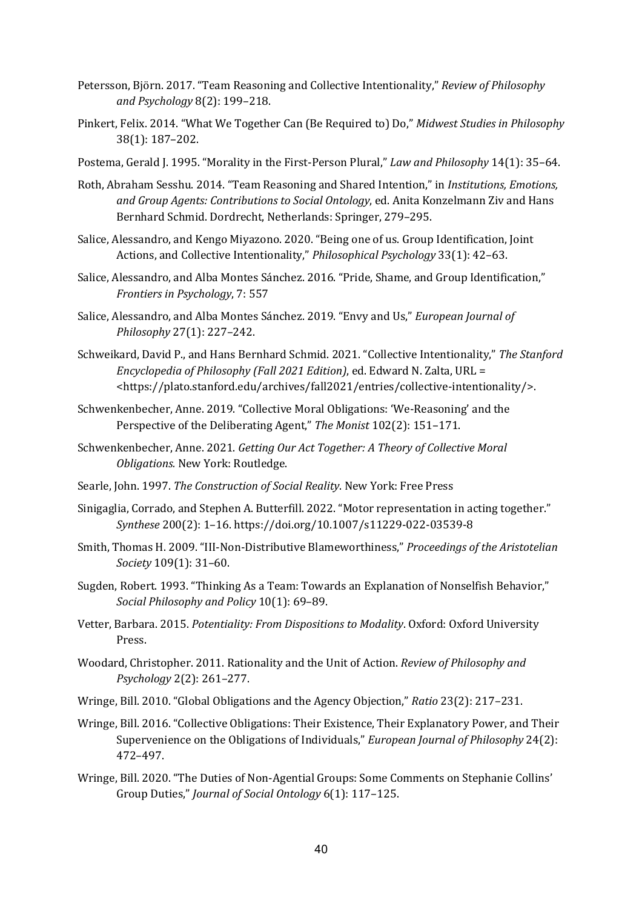Petersson, Björn. 2017. "Team Reasoning and Collective Intentionality," *Review of Philosophy and Psychology* 8(2): 199–218.

Pinkert, Felix. 2014. "What We Together Can (Be Required to) Do," *Midwest Studies in Philosophy* 38(1): 187–202.

Postema, Gerald J. 1995. "Morality in the First-Person Plural," *Law and Philosophy* 14(1): 35–64.

Roth, Abraham Sesshu. 2014. "Team Reasoning and Shared Intention," in *Institutions, Emotions, and Group Agents: Contributions to Social Ontology*, ed. Anita Konzelmann Ziv and Hans Bernhard Schmid. Dordrecht, Netherlands: Springer, 279–295.

Salice, Alessandro, and Kengo Miyazono. 2020. "Being one of us. Group Identification, Joint Actions, and Collective Intentionality," *Philosophical Psychology* 33(1): 42–63.

Salice, Alessandro, and Alba Montes Sánchez. 2016. "Pride, Shame, and Group Identification," *Frontiers in Psychology*, 7: 557

Salice, Alessandro, and Alba Montes Sánchez. 2019. "Envy and Us," *European Journal of Philosophy* 27(1): 227–242.

Schweikard, David P., and Hans Bernhard Schmid. 2021. "Collective Intentionality," *The Stanford Encyclopedia of Philosophy (Fall 2021 Edition)*, ed. Edward N. Zalta, URL = <https://plato.stanford.edu/archives/fall2021/entries/collective-intentionality/>.

Schwenkenbecher, Anne. 2019. "Collective Moral Obligations: 'We-Reasoning' and the Perspective of the Deliberating Agent," *The Monist* 102(2): 151–171.

Schwenkenbecher, Anne. 2021. *Getting Our Act Together: A Theory of Collective Moral Obligations.* New York: Routledge.

Searle, John. 1997. *The Construction of Social Reality*. New York: Free Press

Sinigaglia, Corrado, and Stephen A. Butterfill. 2022. "Motor representation in acting together." *Synthese* 200(2): 1–16. https://doi.org/10.1007/s11229-022-03539-8

Smith, Thomas H. 2009. "III-Non-Distributive Blameworthiness," *Proceedings of the Aristotelian Society* 109(1): 31–60.

Sugden, Robert. 1993. "Thinking As a Team: Towards an Explanation of Nonselfish Behavior," *Social Philosophy and Policy* 10(1): 69–89.

Vetter, Barbara. 2015. *Potentiality: From Dispositions to Modality*. Oxford: Oxford University Press.

Woodard, Christopher. 2011. Rationality and the Unit of Action. *Review of Philosophy and Psychology* 2(2): 261–277.

Wringe, Bill. 2010. "Global Obligations and the Agency Objection," *Ratio* 23(2): 217–231.

Wringe, Bill. 2016. "Collective Obligations: Their Existence, Their Explanatory Power, and Their Supervenience on the Obligations of Individuals," *European Journal of Philosophy* 24(2): 472–497.

Wringe, Bill. 2020. "The Duties of Non-Agential Groups: Some Comments on Stephanie Collins' Group Duties," *Journal of Social Ontology* 6(1): 117–125.